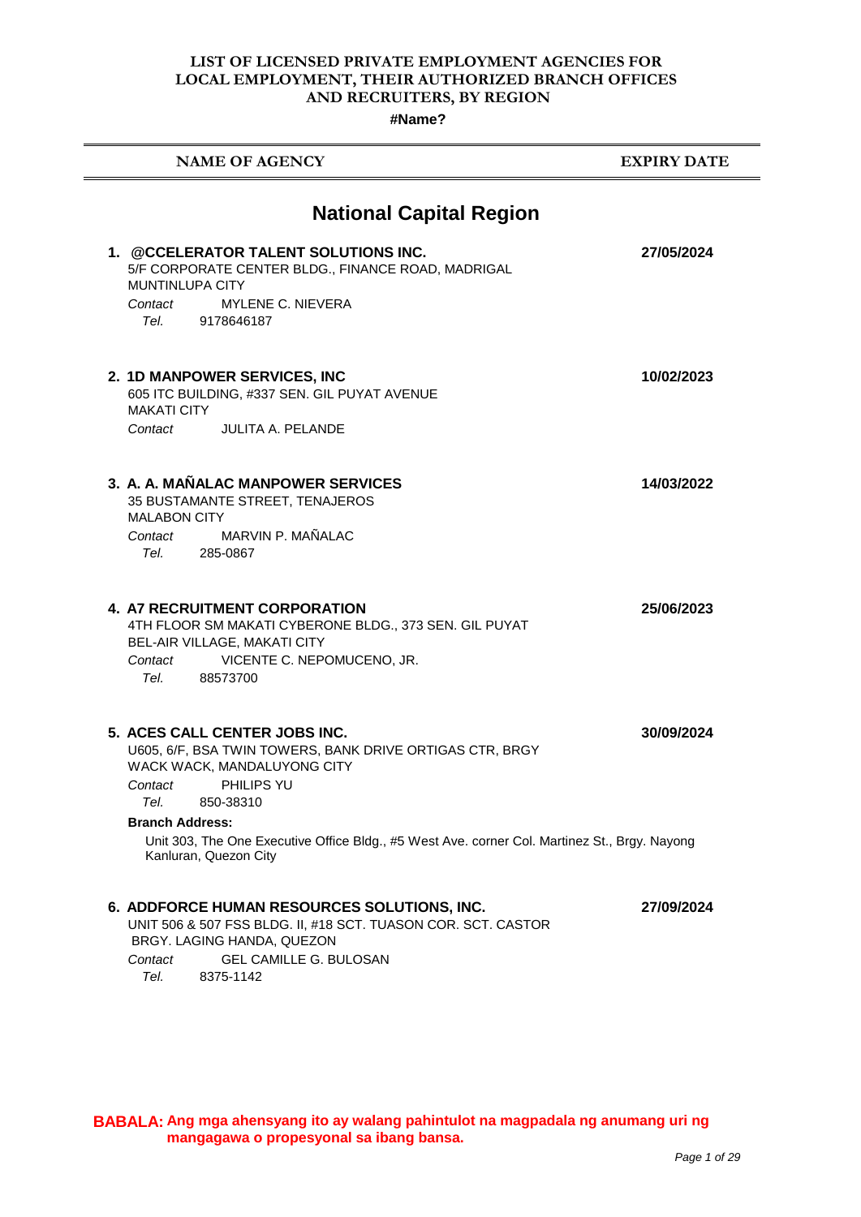# LIST OF LICENSED PRIVATE EMPLOYMENT AGENCIES FOR LOCAL EMPLOYMENT, THEIR AUTHORIZED BRANCH OFFICES AND RECRUITERS, BY REGION

**#Name?**

| NAME OF AGENCY | EXPIRY DATE |
|---|---|

## National Capital Region

**1. @CCELERATOR TALENT SOLUTIONS INC.** — **27/05/2024**
5/F CORPORATE CENTER BLDG., FINANCE ROAD, MADRIGAL
MUNTINLUPA CITY
*Contact* MYLENE C. NIEVERA
*Tel.* 9178646187

**2. 1D MANPOWER SERVICES, INC** — **10/02/2023**
605 ITC BUILDING, #337 SEN. GIL PUYAT AVENUE
MAKATI CITY
*Contact* JULITA A. PELANDE

**3. A. A. MAÑALAC MANPOWER SERVICES** — **14/03/2022**
35 BUSTAMANTE STREET, TENAJEROS
MALABON CITY
*Contact* MARVIN P. MAÑALAC
*Tel.* 285-0867

**4. A7 RECRUITMENT CORPORATION** — **25/06/2023**
4TH FLOOR SM MAKATI CYBERONE BLDG., 373 SEN. GIL PUYAT
BEL-AIR VILLAGE, MAKATI CITY
*Contact* VICENTE C. NEPOMUCENO, JR.
*Tel.* 88573700

**5. ACES CALL CENTER JOBS INC.** — **30/09/2024**
U605, 6/F, BSA TWIN TOWERS, BANK DRIVE ORTIGAS CTR, BRGY
WACK WACK, MANDALUYONG CITY
*Contact* PHILIPS YU
*Tel.* 850-38310

**Branch Address:**
Unit 303, The One Executive Office Bldg., #5 West Ave. corner Col. Martinez St., Brgy. Nayong Kanluran, Quezon City

**6. ADDFORCE HUMAN RESOURCES SOLUTIONS, INC.** — **27/09/2024**
UNIT 506 & 507 FSS BLDG. II, #18 SCT. TUASON COR. SCT. CASTOR
BRGY. LAGING HANDA, QUEZON
*Contact* GEL CAMILLE G. BULOSAN
*Tel.* 8375-1142

**BABALA: Ang mga ahensyang ito ay walang pahintulot na magpadala ng anumang uri ng mangagawa o propesyonal sa ibang bansa.**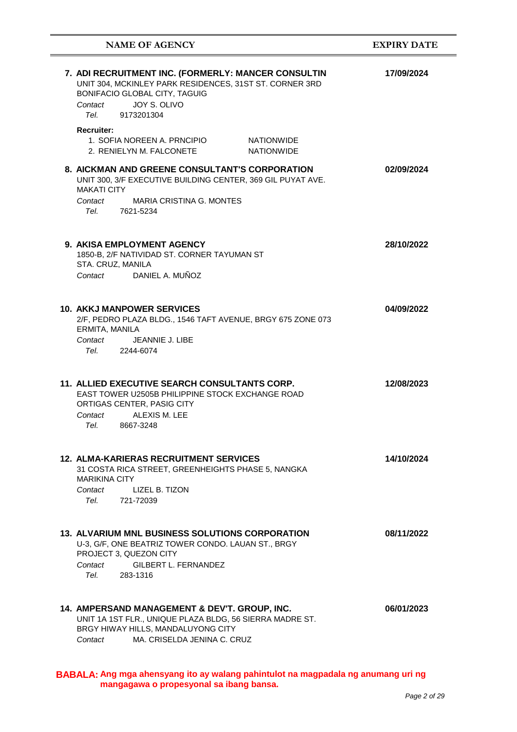| NAME OF AGENCY | EXPIRY DATE |
|---|---|
| **7. ADI RECRUITMENT INC. (FORMERLY: MANCER CONSULTIN**<br>UNIT 304, MCKINLEY PARK RESIDENCES, 31ST ST. CORNER 3RD BONIFACIO GLOBAL CITY, TAGUIG<br>*Contact* JOY S. OLIVO<br>*Tel.* 9173201304<br>**Recruiter:**<br>1. SOFIA NOREEN A. PRNCIPIO — NATIONWIDE<br>2. RENIELYN M. FALCONETE — NATIONWIDE | **17/09/2024** |
| **8. AICKMAN AND GREENE CONSULTANT'S CORPORATION**<br>UNIT 300, 3/F EXECUTIVE BUILDING CENTER, 369 GIL PUYAT AVE. MAKATI CITY<br>*Contact* MARIA CRISTINA G. MONTES<br>*Tel.* 7621-5234 | **02/09/2024** |
| **9. AKISA EMPLOYMENT AGENCY**<br>1850-B, 2/F NATIVIDAD ST. CORNER TAYUMAN ST STA. CRUZ, MANILA<br>*Contact* DANIEL A. MUÑOZ | **28/10/2022** |
| **10. AKKJ MANPOWER SERVICES**<br>2/F, PEDRO PLAZA BLDG., 1546 TAFT AVENUE, BRGY 675 ZONE 073 ERMITA, MANILA<br>*Contact* JEANNIE J. LIBE<br>*Tel.* 2244-6074 | **04/09/2022** |
| **11. ALLIED EXECUTIVE SEARCH CONSULTANTS CORP.**<br>EAST TOWER U2505B PHILIPPINE STOCK EXCHANGE ROAD ORTIGAS CENTER, PASIG CITY<br>*Contact* ALEXIS M. LEE<br>*Tel.* 8667-3248 | **12/08/2023** |
| **12. ALMA-KARIERAS RECRUITMENT SERVICES**<br>31 COSTA RICA STREET, GREENHEIGHTS PHASE 5, NANGKA MARIKINA CITY<br>*Contact* LIZEL B. TIZON<br>*Tel.* 721-72039 | **14/10/2024** |
| **13. ALVARIUM MNL BUSINESS SOLUTIONS CORPORATION**<br>U-3, G/F, ONE BEATRIZ TOWER CONDO. LAUAN ST., BRGY PROJECT 3, QUEZON CITY<br>*Contact* GILBERT L. FERNANDEZ<br>*Tel.* 283-1316 | **08/11/2022** |
| **14. AMPERSAND MANAGEMENT & DEV'T. GROUP, INC.**<br>UNIT 1A 1ST FLR., UNIQUE PLAZA BLDG, 56 SIERRA MADRE ST. BRGY HIWAY HILLS, MANDALUYONG CITY<br>*Contact* MA. CRISELDA JENINA C. CRUZ | **06/01/2023** |

**BABALA: Ang mga ahensyang ito ay walang pahintulot na magpadala ng anumang uri ng mangagawa o propesyonal sa ibang bansa.**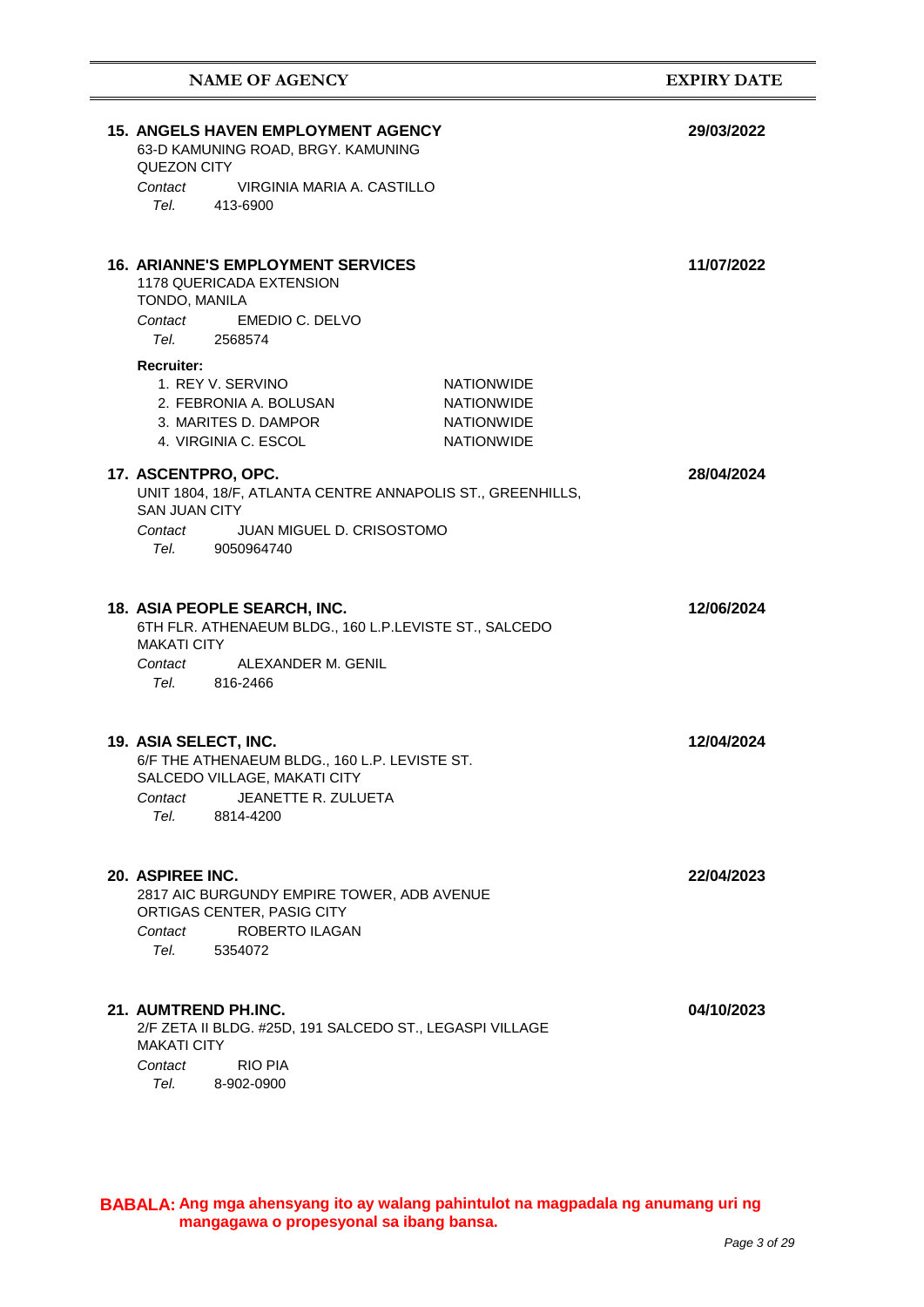| NAME OF AGENCY | EXPIRY DATE |
|---|---|
| **15. ANGELS HAVEN EMPLOYMENT AGENCY**<br>63-D KAMUNING ROAD, BRGY. KAMUNING<br>QUEZON CITY<br>*Contact* VIRGINIA MARIA A. CASTILLO<br>*Tel.* 413-6900 | **29/03/2022** |
| **16. ARIANNE'S EMPLOYMENT SERVICES**<br>1178 QUERICADA EXTENSION<br>TONDO, MANILA<br>*Contact* EMEDIO C. DELVO<br>*Tel.* 2568574<br>**Recruiter:**<br>1. REY V. SERVINO — NATIONWIDE<br>2. FEBRONIA A. BOLUSAN — NATIONWIDE<br>3. MARITES D. DAMPOR — NATIONWIDE<br>4. VIRGINIA C. ESCOL — NATIONWIDE | **11/07/2022** |
| **17. ASCENTPRO, OPC.**<br>UNIT 1804, 18/F, ATLANTA CENTRE ANNAPOLIS ST., GREENHILLS,<br>SAN JUAN CITY<br>*Contact* JUAN MIGUEL D. CRISOSTOMO<br>*Tel.* 9050964740 | **28/04/2024** |
| **18. ASIA PEOPLE SEARCH, INC.**<br>6TH FLR. ATHENAEUM BLDG., 160 L.P.LEVISTE ST., SALCEDO<br>MAKATI CITY<br>*Contact* ALEXANDER M. GENIL<br>*Tel.* 816-2466 | **12/06/2024** |
| **19. ASIA SELECT, INC.**<br>6/F THE ATHENAEUM BLDG., 160 L.P. LEVISTE ST.<br>SALCEDO VILLAGE, MAKATI CITY<br>*Contact* JEANETTE R. ZULUETA<br>*Tel.* 8814-4200 | **12/04/2024** |
| **20. ASPIREE INC.**<br>2817 AIC BURGUNDY EMPIRE TOWER, ADB AVENUE<br>ORTIGAS CENTER, PASIG CITY<br>*Contact* ROBERTO ILAGAN<br>*Tel.* 5354072 | **22/04/2023** |
| **21. AUMTREND PH.INC.**<br>2/F ZETA II BLDG. #25D, 191 SALCEDO ST., LEGASPI VILLAGE<br>MAKATI CITY<br>*Contact* RIO PIA<br>*Tel.* 8-902-0900 | **04/10/2023** |

**BABALA: Ang mga ahensyang ito ay walang pahintulot na magpadala ng anumang uri ng mangagawa o propesyonal sa ibang bansa.**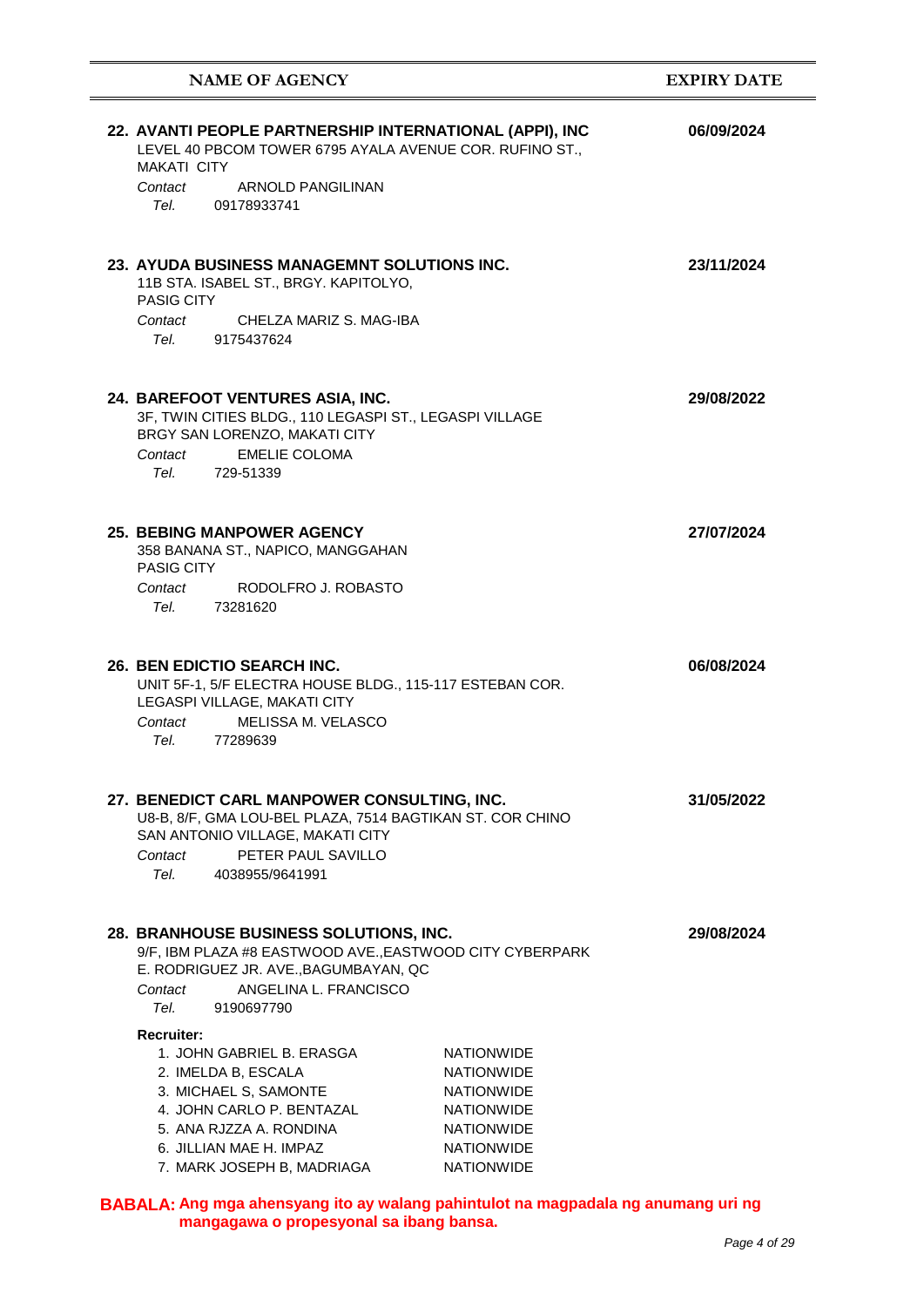| NAME OF AGENCY | EXPIRY DATE |
|---|---|
| **22. AVANTI PEOPLE PARTNERSHIP INTERNATIONAL (APPI), INC**<br>LEVEL 40 PBCOM TOWER 6795 AYALA AVENUE COR. RUFINO ST., MAKATI CITY<br>*Contact* ARNOLD PANGILINAN<br>*Tel.* 09178933741 | **06/09/2024** |
| **23. AYUDA BUSINESS MANAGEMNT SOLUTIONS INC.**<br>11B STA. ISABEL ST., BRGY. KAPITOLYO, PASIG CITY<br>*Contact* CHELZA MARIZ S. MAG-IBA<br>*Tel.* 9175437624 | **23/11/2024** |
| **24. BAREFOOT VENTURES ASIA, INC.**<br>3F, TWIN CITIES BLDG., 110 LEGASPI ST., LEGASPI VILLAGE BRGY SAN LORENZO, MAKATI CITY<br>*Contact* EMELIE COLOMA<br>*Tel.* 729-51339 | **29/08/2022** |
| **25. BEBING MANPOWER AGENCY**<br>358 BANANA ST., NAPICO, MANGGAHAN PASIG CITY<br>*Contact* RODOLFRO J. ROBASTO<br>*Tel.* 73281620 | **27/07/2024** |
| **26. BEN EDICTIO SEARCH INC.**<br>UNIT 5F-1, 5/F ELECTRA HOUSE BLDG., 115-117 ESTEBAN COR. LEGASPI VILLAGE, MAKATI CITY<br>*Contact* MELISSA M. VELASCO<br>*Tel.* 77289639 | **06/08/2024** |
| **27. BENEDICT CARL MANPOWER CONSULTING, INC.**<br>U8-B, 8/F, GMA LOU-BEL PLAZA, 7514 BAGTIKAN ST. COR CHINO SAN ANTONIO VILLAGE, MAKATI CITY<br>*Contact* PETER PAUL SAVILLO<br>*Tel.* 4038955/9641991 | **31/05/2022** |
| **28. BRANHOUSE BUSINESS SOLUTIONS, INC.**<br>9/F, IBM PLAZA #8 EASTWOOD AVE.,EASTWOOD CITY CYBERPARK E. RODRIGUEZ JR. AVE.,BAGUMBAYAN, QC<br>*Contact* ANGELINA L. FRANCISCO<br>*Tel.* 9190697790<br>**Recruiter:**<br>1. JOHN GABRIEL B. ERASGA — NATIONWIDE<br>2. IMELDA B, ESCALA — NATIONWIDE<br>3. MICHAEL S, SAMONTE — NATIONWIDE<br>4. JOHN CARLO P. BENTAZAL — NATIONWIDE<br>5. ANA RJZZA A. RONDINA — NATIONWIDE<br>6. JILLIAN MAE H. IMPAZ — NATIONWIDE<br>7. MARK JOSEPH B, MADRIAGA — NATIONWIDE | **29/08/2024** |

**BABALA: Ang mga ahensyang ito ay walang pahintulot na magpadala ng anumang uri ng mangagawa o propesyonal sa ibang bansa.**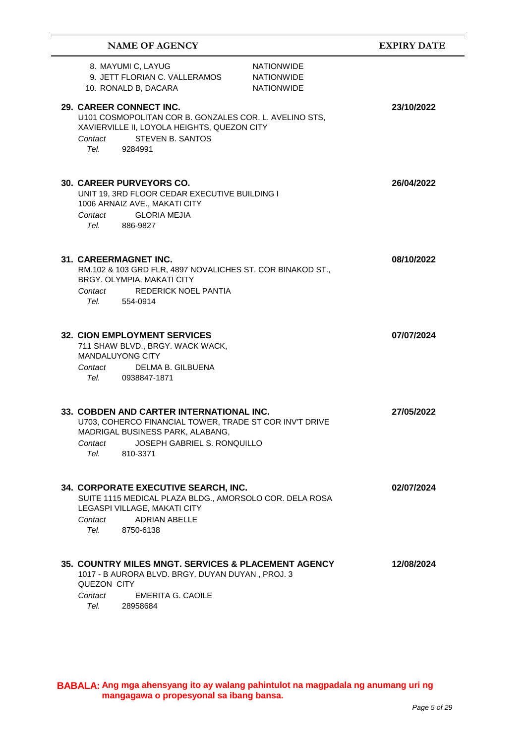| NAME OF AGENCY | | EXPIRY DATE |
|---|---|---|
| 8. MAYUMI C, LAYUG | NATIONWIDE | |
| 9. JETT FLORIAN C. VALLERAMOS | NATIONWIDE | |
| 10. RONALD B, DACARA | NATIONWIDE | |

**29. CAREER CONNECT INC.** — **23/10/2022**
U101 COSMOPOLITAN COR B. GONZALES COR. L. AVELINO STS, XAVIERVILLE II, LOYOLA HEIGHTS, QUEZON CITY
*Contact* STEVEN B. SANTOS
*Tel.* 9284991

**30. CAREER PURVEYORS CO.** — **26/04/2022**
UNIT 19, 3RD FLOOR CEDAR EXECUTIVE BUILDING I
1006 ARNAIZ AVE., MAKATI CITY
*Contact* GLORIA MEJIA
*Tel.* 886-9827

**31. CAREERMAGNET INC.** — **08/10/2022**
RM.102 & 103 GRD FLR, 4897 NOVALICHES ST. COR BINAKOD ST., BRGY. OLYMPIA, MAKATI CITY
*Contact* REDERICK NOEL PANTIA
*Tel.* 554-0914

**32. CION EMPLOYMENT SERVICES** — **07/07/2024**
711 SHAW BLVD., BRGY. WACK WACK, MANDALUYONG CITY
*Contact* DELMA B. GILBUENA
*Tel.* 0938847-1871

**33. COBDEN AND CARTER INTERNATIONAL INC.** — **27/05/2022**
U703, COHERCO FINANCIAL TOWER, TRADE ST COR INV'T DRIVE MADRIGAL BUSINESS PARK, ALABANG,
*Contact* JOSEPH GABRIEL S. RONQUILLO
*Tel.* 810-3371

**34. CORPORATE EXECUTIVE SEARCH, INC.** — **02/07/2024**
SUITE 1115 MEDICAL PLAZA BLDG., AMORSOLO COR. DELA ROSA LEGASPI VILLAGE, MAKATI CITY
*Contact* ADRIAN ABELLE
*Tel.* 8750-6138

**35. COUNTRY MILES MNGT. SERVICES & PLACEMENT AGENCY** — **12/08/2024**
1017 - B AURORA BLVD. BRGY. DUYAN DUYAN , PROJ. 3 QUEZON CITY
*Contact* EMERITA G. CAOILE
*Tel.* 28958684

**BABALA: Ang mga ahensyang ito ay walang pahintulot na magpadala ng anumang uri ng mangagawa o propesyonal sa ibang bansa.**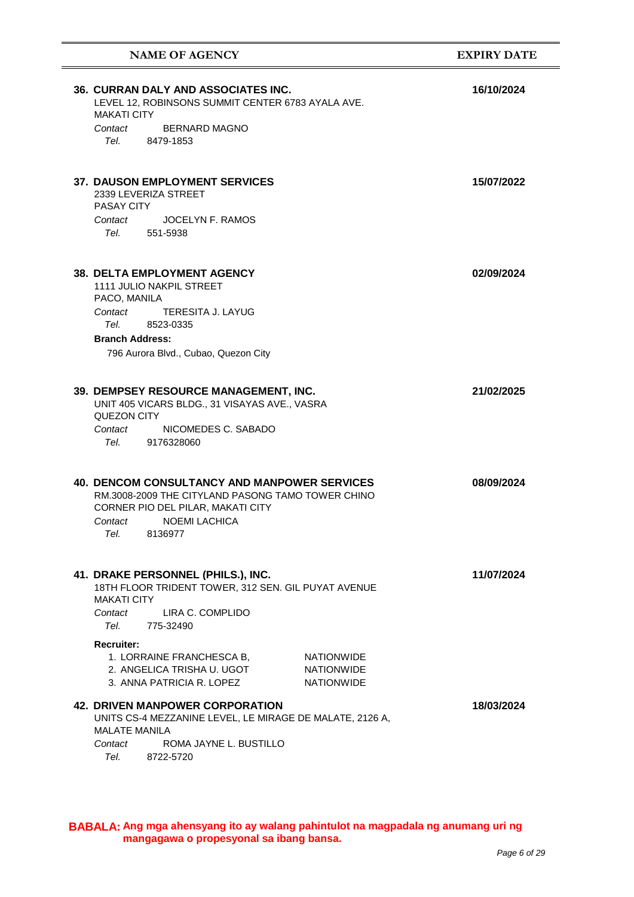| NAME OF AGENCY | EXPIRY DATE |
|---|---|
| **36. CURRAN DALY AND ASSOCIATES INC.**<br>LEVEL 12, ROBINSONS SUMMIT CENTER 6783 AYALA AVE.<br>MAKATI CITY<br>*Contact* BERNARD MAGNO<br>*Tel.* 8479-1853 | **16/10/2024** |
| **37. DAUSON EMPLOYMENT SERVICES**<br>2339 LEVERIZA STREET<br>PASAY CITY<br>*Contact* JOCELYN F. RAMOS<br>*Tel.* 551-5938 | **15/07/2022** |
| **38. DELTA EMPLOYMENT AGENCY**<br>1111 JULIO NAKPIL STREET<br>PACO, MANILA<br>*Contact* TERESITA J. LAYUG<br>*Tel.* 8523-0335<br>**Branch Address:**<br>796 Aurora Blvd., Cubao, Quezon City | **02/09/2024** |
| **39. DEMPSEY RESOURCE MANAGEMENT, INC.**<br>UNIT 405 VICARS BLDG., 31 VISAYAS AVE., VASRA<br>QUEZON CITY<br>*Contact* NICOMEDES C. SABADO<br>*Tel.* 9176328060 | **21/02/2025** |
| **40. DENCOM CONSULTANCY AND MANPOWER SERVICES**<br>RM.3008-2009 THE CITYLAND PASONG TAMO TOWER CHINO CORNER PIO DEL PILAR, MAKATI CITY<br>*Contact* NOEMI LACHICA<br>*Tel.* 8136977 | **08/09/2024** |
| **41. DRAKE PERSONNEL (PHILS.), INC.**<br>18TH FLOOR TRIDENT TOWER, 312 SEN. GIL PUYAT AVENUE<br>MAKATI CITY<br>*Contact* LIRA C. COMPLIDO<br>*Tel.* 775-32490<br>**Recruiter:**<br>1. LORRAINE FRANCHESCA B, NATIONWIDE<br>2. ANGELICA TRISHA U. UGOT NATIONWIDE<br>3. ANNA PATRICIA R. LOPEZ NATIONWIDE | **11/07/2024** |
| **42. DRIVEN MANPOWER CORPORATION**<br>UNITS CS-4 MEZZANINE LEVEL, LE MIRAGE DE MALATE, 2126 A,<br>MALATE MANILA<br>*Contact* ROMA JAYNE L. BUSTILLO<br>*Tel.* 8722-5720 | **18/03/2024** |

**BABALA: Ang mga ahensyang ito ay walang pahintulot na magpadala ng anumang uri ng mangagawa o propesyonal sa ibang bansa.**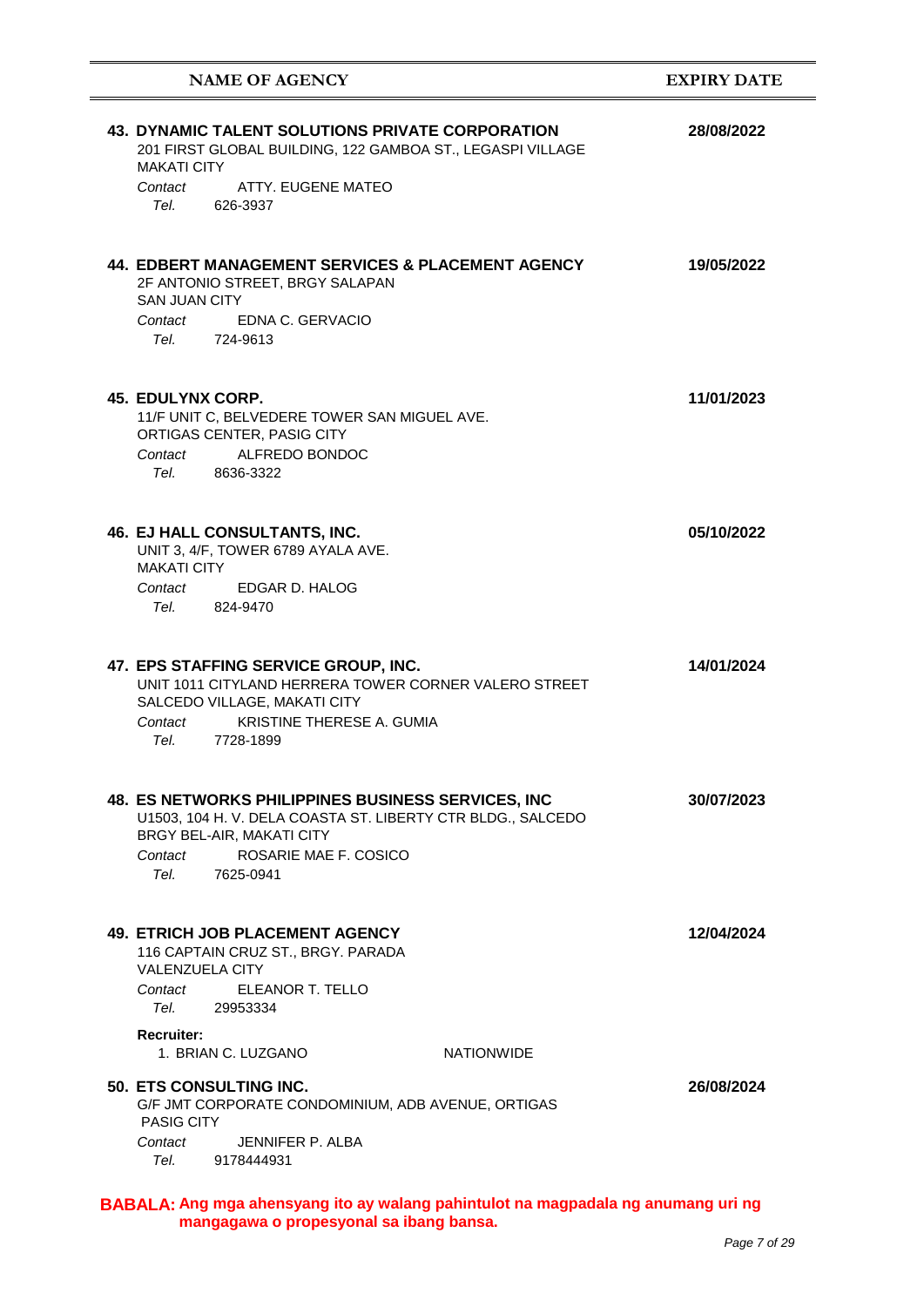| NAME OF AGENCY | EXPIRY DATE |
|---|---|
| **43. DYNAMIC TALENT SOLUTIONS PRIVATE CORPORATION**<br>201 FIRST GLOBAL BUILDING, 122 GAMBOA ST., LEGASPI VILLAGE<br>MAKATI CITY<br>*Contact* ATTY. EUGENE MATEO<br>*Tel.* 626-3937 | **28/08/2022** |
| **44. EDBERT MANAGEMENT SERVICES & PLACEMENT AGENCY**<br>2F ANTONIO STREET, BRGY SALAPAN<br>SAN JUAN CITY<br>*Contact* EDNA C. GERVACIO<br>*Tel.* 724-9613 | **19/05/2022** |
| **45. EDULYNX CORP.**<br>11/F UNIT C, BELVEDERE TOWER SAN MIGUEL AVE.<br>ORTIGAS CENTER, PASIG CITY<br>*Contact* ALFREDO BONDOC<br>*Tel.* 8636-3322 | **11/01/2023** |
| **46. EJ HALL CONSULTANTS, INC.**<br>UNIT 3, 4/F, TOWER 6789 AYALA AVE.<br>MAKATI CITY<br>*Contact* EDGAR D. HALOG<br>*Tel.* 824-9470 | **05/10/2022** |
| **47. EPS STAFFING SERVICE GROUP, INC.**<br>UNIT 1011 CITYLAND HERRERA TOWER CORNER VALERO STREET<br>SALCEDO VILLAGE, MAKATI CITY<br>*Contact* KRISTINE THERESE A. GUMIA<br>*Tel.* 7728-1899 | **14/01/2024** |
| **48. ES NETWORKS PHILIPPINES BUSINESS SERVICES, INC**<br>U1503, 104 H. V. DELA COASTA ST. LIBERTY CTR BLDG., SALCEDO<br>BRGY BEL-AIR, MAKATI CITY<br>*Contact* ROSARIE MAE F. COSICO<br>*Tel.* 7625-0941 | **30/07/2023** |
| **49. ETRICH JOB PLACEMENT AGENCY**<br>116 CAPTAIN CRUZ ST., BRGY. PARADA<br>VALENZUELA CITY<br>*Contact* ELEANOR T. TELLO<br>*Tel.* 29953334<br>**Recruiter:**<br>1. BRIAN C. LUZGANO — NATIONWIDE | **12/04/2024** |
| **50. ETS CONSULTING INC.**<br>G/F JMT CORPORATE CONDOMINIUM, ADB AVENUE, ORTIGAS<br>PASIG CITY<br>*Contact* JENNIFER P. ALBA<br>*Tel.* 9178444931 | **26/08/2024** |

**BABALA: Ang mga ahensyang ito ay walang pahintulot na magpadala ng anumang uri ng mangagawa o propesyonal sa ibang bansa.**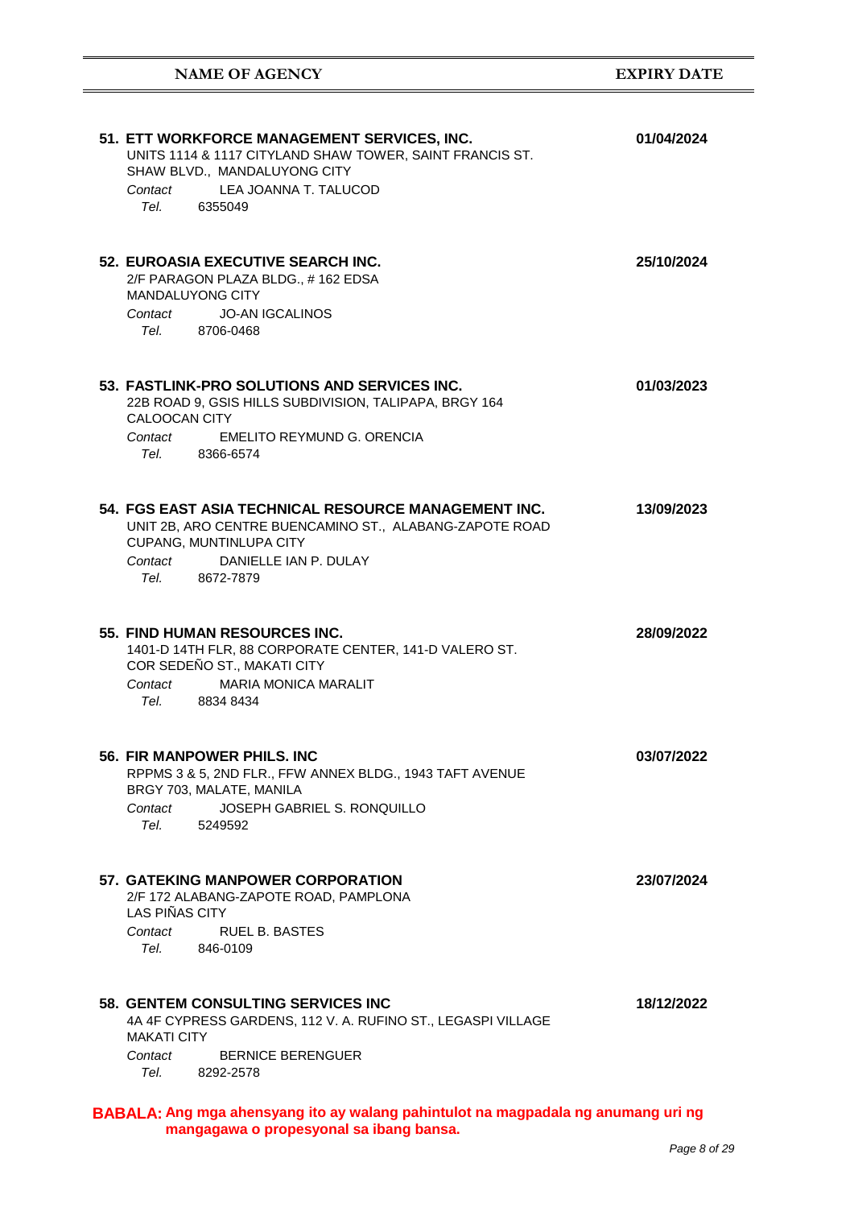| NAME OF AGENCY | EXPIRY DATE |
|---|---|
| **51. ETT WORKFORCE MANAGEMENT SERVICES, INC.**<br>UNITS 1114 & 1117 CITYLAND SHAW TOWER, SAINT FRANCIS ST.<br>SHAW BLVD., MANDALUYONG CITY<br>*Contact* LEA JOANNA T. TALUCOD<br>*Tel.* 6355049 | **01/04/2024** |
| **52. EUROASIA EXECUTIVE SEARCH INC.**<br>2/F PARAGON PLAZA BLDG., # 162 EDSA<br>MANDALUYONG CITY<br>*Contact* JO-AN IGCALINOS<br>*Tel.* 8706-0468 | **25/10/2024** |
| **53. FASTLINK-PRO SOLUTIONS AND SERVICES INC.**<br>22B ROAD 9, GSIS HILLS SUBDIVISION, TALIPAPA, BRGY 164<br>CALOOCAN CITY<br>*Contact* EMELITO REYMUND G. ORENCIA<br>*Tel.* 8366-6574 | **01/03/2023** |
| **54. FGS EAST ASIA TECHNICAL RESOURCE MANAGEMENT INC.**<br>UNIT 2B, ARO CENTRE BUENCAMINO ST., ALABANG-ZAPOTE ROAD<br>CUPANG, MUNTINLUPA CITY<br>*Contact* DANIELLE IAN P. DULAY<br>*Tel.* 8672-7879 | **13/09/2023** |
| **55. FIND HUMAN RESOURCES INC.**<br>1401-D 14TH FLR, 88 CORPORATE CENTER, 141-D VALERO ST.<br>COR SEDEÑO ST., MAKATI CITY<br>*Contact* MARIA MONICA MARALIT<br>*Tel.* 8834 8434 | **28/09/2022** |
| **56. FIR MANPOWER PHILS. INC**<br>RPPMS 3 & 5, 2ND FLR., FFW ANNEX BLDG., 1943 TAFT AVENUE<br>BRGY 703, MALATE, MANILA<br>*Contact* JOSEPH GABRIEL S. RONQUILLO<br>*Tel.* 5249592 | **03/07/2022** |
| **57. GATEKING MANPOWER CORPORATION**<br>2/F 172 ALABANG-ZAPOTE ROAD, PAMPLONA<br>LAS PIÑAS CITY<br>*Contact* RUEL B. BASTES<br>*Tel.* 846-0109 | **23/07/2024** |
| **58. GENTEM CONSULTING SERVICES INC**<br>4A 4F CYPRESS GARDENS, 112 V. A. RUFINO ST., LEGASPI VILLAGE<br>MAKATI CITY<br>*Contact* BERNICE BERENGUER<br>*Tel.* 8292-2578 | **18/12/2022** |

**BABALA: Ang mga ahensyang ito ay walang pahintulot na magpadala ng anumang uri ng mangagawa o propesyonal sa ibang bansa.**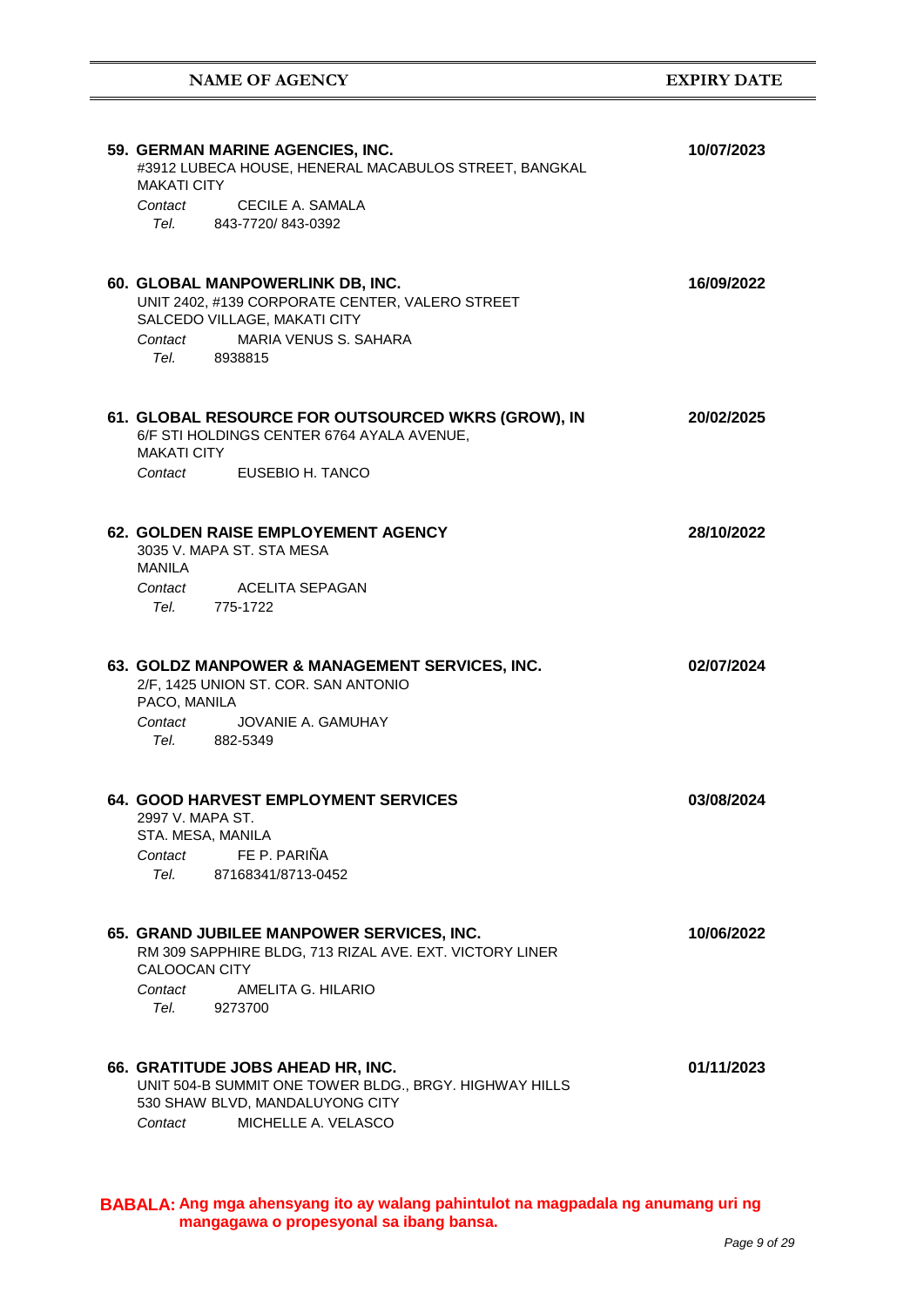| NAME OF AGENCY | EXPIRY DATE |
|---|---|
| **59. GERMAN MARINE AGENCIES, INC.**<br>#3912 LUBECA HOUSE, HENERAL MACABULOS STREET, BANGKAL<br>MAKATI CITY<br>*Contact* CECILE A. SAMALA<br>*Tel.* 843-7720/ 843-0392 | **10/07/2023** |
| **60. GLOBAL MANPOWERLINK DB, INC.**<br>UNIT 2402, #139 CORPORATE CENTER, VALERO STREET<br>SALCEDO VILLAGE, MAKATI CITY<br>*Contact* MARIA VENUS S. SAHARA<br>*Tel.* 8938815 | **16/09/2022** |
| **61. GLOBAL RESOURCE FOR OUTSOURCED WKRS (GROW), IN**<br>6/F STI HOLDINGS CENTER 6764 AYALA AVENUE,<br>MAKATI CITY<br>*Contact* EUSEBIO H. TANCO | **20/02/2025** |
| **62. GOLDEN RAISE EMPLOYEMENT AGENCY**<br>3035 V. MAPA ST. STA MESA<br>MANILA<br>*Contact* ACELITA SEPAGAN<br>*Tel.* 775-1722 | **28/10/2022** |
| **63. GOLDZ MANPOWER & MANAGEMENT SERVICES, INC.**<br>2/F, 1425 UNION ST. COR. SAN ANTONIO<br>PACO, MANILA<br>*Contact* JOVANIE A. GAMUHAY<br>*Tel.* 882-5349 | **02/07/2024** |
| **64. GOOD HARVEST EMPLOYMENT SERVICES**<br>2997 V. MAPA ST.<br>STA. MESA, MANILA<br>*Contact* FE P. PARIÑA<br>*Tel.* 87168341/8713-0452 | **03/08/2024** |
| **65. GRAND JUBILEE MANPOWER SERVICES, INC.**<br>RM 309 SAPPHIRE BLDG, 713 RIZAL AVE. EXT. VICTORY LINER<br>CALOOCAN CITY<br>*Contact* AMELITA G. HILARIO<br>*Tel.* 9273700 | **10/06/2022** |
| **66. GRATITUDE JOBS AHEAD HR, INC.**<br>UNIT 504-B SUMMIT ONE TOWER BLDG., BRGY. HIGHWAY HILLS<br>530 SHAW BLVD, MANDALUYONG CITY<br>*Contact* MICHELLE A. VELASCO | **01/11/2023** |

**BABALA: Ang mga ahensyang ito ay walang pahintulot na magpadala ng anumang uri ng mangagawa o propesyonal sa ibang bansa.**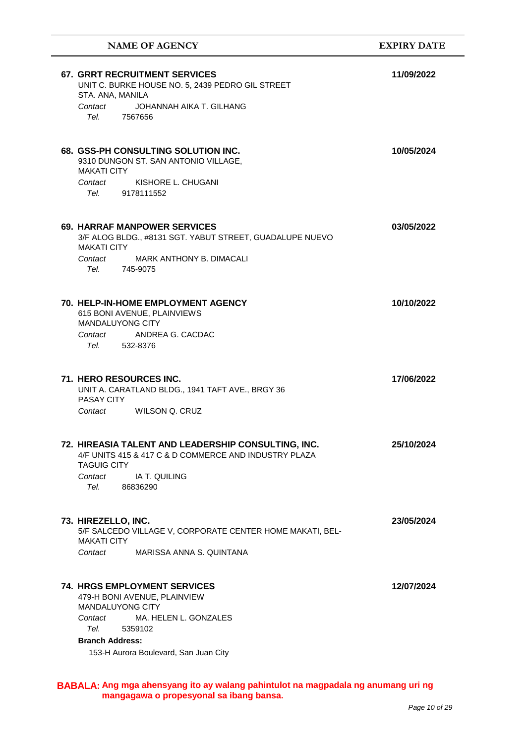| NAME OF AGENCY | EXPIRY DATE |
| --- | --- |
| **67. GRRT RECRUITMENT SERVICES**<br>UNIT C. BURKE HOUSE NO. 5, 2439 PEDRO GIL STREET<br>STA. ANA, MANILA<br>*Contact* JOHANNAH AIKA T. GILHANG<br>*Tel.* 7567656 | **11/09/2022** |
| **68. GSS-PH CONSULTING SOLUTION INC.**<br>9310 DUNGON ST. SAN ANTONIO VILLAGE,<br>MAKATI CITY<br>*Contact* KISHORE L. CHUGANI<br>*Tel.* 9178111552 | **10/05/2024** |
| **69. HARRAF MANPOWER SERVICES**<br>3/F ALOG BLDG., #8131 SGT. YABUT STREET, GUADALUPE NUEVO<br>MAKATI CITY<br>*Contact* MARK ANTHONY B. DIMACALI<br>*Tel.* 745-9075 | **03/05/2022** |
| **70. HELP-IN-HOME EMPLOYMENT AGENCY**<br>615 BONI AVENUE, PLAINVIEWS<br>MANDALUYONG CITY<br>*Contact* ANDREA G. CACDAC<br>*Tel.* 532-8376 | **10/10/2022** |
| **71. HERO RESOURCES INC.**<br>UNIT A. CARATLAND BLDG., 1941 TAFT AVE., BRGY 36<br>PASAY CITY<br>*Contact* WILSON Q. CRUZ | **17/06/2022** |
| **72. HIREASIA TALENT AND LEADERSHIP CONSULTING, INC.**<br>4/F UNITS 415 & 417 C & D COMMERCE AND INDUSTRY PLAZA<br>TAGUIG CITY<br>*Contact* IA T. QUILING<br>*Tel.* 86836290 | **25/10/2024** |
| **73. HIREZELLO, INC.**<br>5/F SALCEDO VILLAGE V, CORPORATE CENTER HOME MAKATI, BEL-<br>MAKATI CITY<br>*Contact* MARISSA ANNA S. QUINTANA | **23/05/2024** |
| **74. HRGS EMPLOYMENT SERVICES**<br>479-H BONI AVENUE, PLAINVIEW<br>MANDALUYONG CITY<br>*Contact* MA. HELEN L. GONZALES<br>*Tel.* 5359102<br>**Branch Address:**<br>153-H Aurora Boulevard, San Juan City | **12/07/2024** |

**BABALA: Ang mga ahensyang ito ay walang pahintulot na magpadala ng anumang uri ng mangagawa o propesyonal sa ibang bansa.**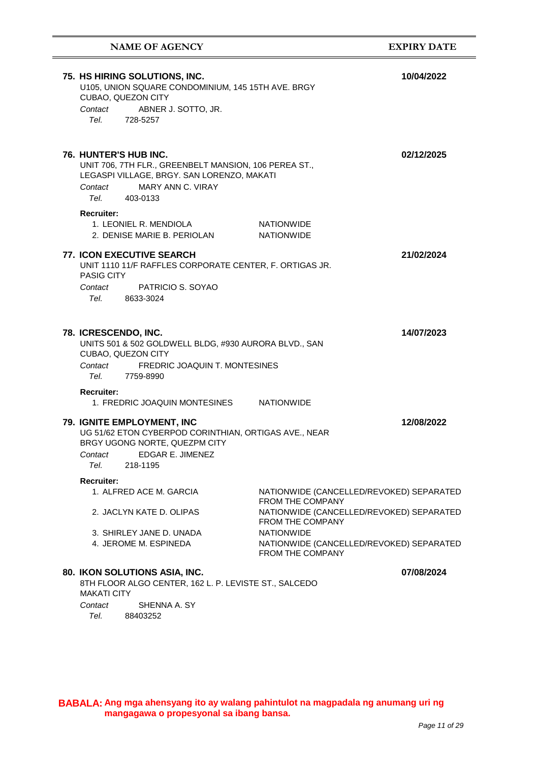| NAME OF AGENCY | EXPIRY DATE |
|---|---|

**75. HS HIRING SOLUTIONS, INC.** — **10/04/2022**

U105, UNION SQUARE CONDOMINIUM, 145 15TH AVE. BRGY CUBAO, QUEZON CITY

*Contact* ABNER J. SOTTO, JR.
*Tel.* 728-5257

**76. HUNTER'S HUB INC.** — **02/12/2025**

UNIT 706, 7TH FLR., GREENBELT MANSION, 106 PEREA ST., LEGASPI VILLAGE, BRGY. SAN LORENZO, MAKATI

*Contact* MARY ANN C. VIRAY
*Tel.* 403-0133

**Recruiter:**

1. LEONIEL R. MENDIOLA — NATIONWIDE
2. DENISE MARIE B. PERIOLAN — NATIONWIDE

**77. ICON EXECUTIVE SEARCH** — **21/02/2024**

UNIT 1110 11/F RAFFLES CORPORATE CENTER, F. ORTIGAS JR. PASIG CITY

*Contact* PATRICIO S. SOYAO
*Tel.* 8633-3024

**78. ICRESCENDO, INC.** — **14/07/2023**

UNITS 501 & 502 GOLDWELL BLDG, #930 AURORA BLVD., SAN CUBAO, QUEZON CITY

*Contact* FREDRIC JOAQUIN T. MONTESINES
*Tel.* 7759-8990

**Recruiter:**

1. FREDRIC JOAQUIN MONTESINES — NATIONWIDE

**79. IGNITE EMPLOYMENT, INC** — **12/08/2022**

UG 51/62 ETON CYBERPOD CORINTHIAN, ORTIGAS AVE., NEAR BRGY UGONG NORTE, QUEZPM CITY

*Contact* EDGAR E. JIMENEZ
*Tel.* 218-1195

**Recruiter:**

1. ALFRED ACE M. GARCIA — NATIONWIDE (CANCELLED/REVOKED) SEPARATED FROM THE COMPANY
2. JACLYN KATE D. OLIPAS — NATIONWIDE (CANCELLED/REVOKED) SEPARATED FROM THE COMPANY
3. SHIRLEY JANE D. UNADA — NATIONWIDE
4. JEROME M. ESPINEDA — NATIONWIDE (CANCELLED/REVOKED) SEPARATED FROM THE COMPANY

**80. IKON SOLUTIONS ASIA, INC.** — **07/08/2024**

8TH FLOOR ALGO CENTER, 162 L. P. LEVISTE ST., SALCEDO MAKATI CITY

*Contact* SHENNA A. SY
*Tel.* 88403252

**BABALA: Ang mga ahensyang ito ay walang pahintulot na magpadala ng anumang uri ng mangagawa o propesyonal sa ibang bansa.**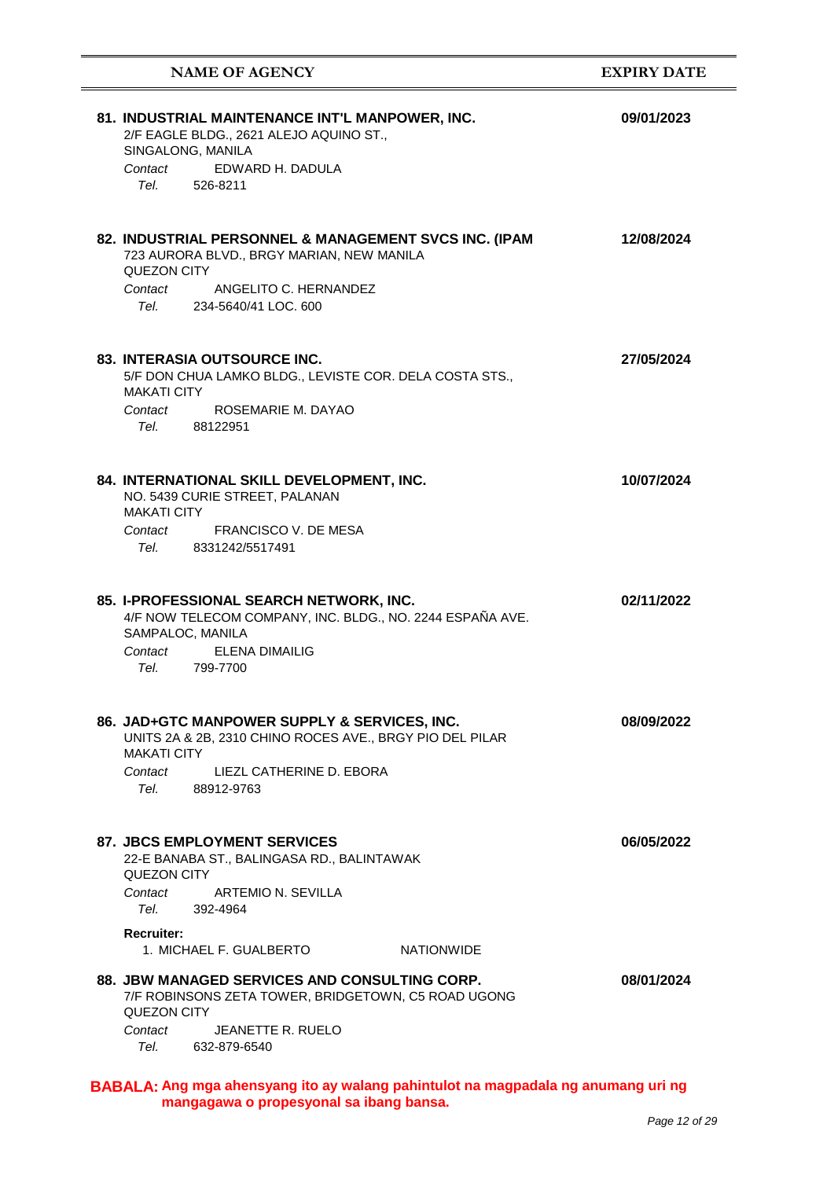| NAME OF AGENCY | EXPIRY DATE |
|---|---|
| **81. INDUSTRIAL MAINTENANCE INT'L MANPOWER, INC.**<br>2/F EAGLE BLDG., 2621 ALEJO AQUINO ST.,<br>SINGALONG, MANILA<br>*Contact* EDWARD H. DADULA<br>*Tel.* 526-8211 | **09/01/2023** |
| **82. INDUSTRIAL PERSONNEL & MANAGEMENT SVCS INC. (IPAM**<br>723 AURORA BLVD., BRGY MARIAN, NEW MANILA<br>QUEZON CITY<br>*Contact* ANGELITO C. HERNANDEZ<br>*Tel.* 234-5640/41 LOC. 600 | **12/08/2024** |
| **83. INTERASIA OUTSOURCE INC.**<br>5/F DON CHUA LAMKO BLDG., LEVISTE COR. DELA COSTA STS.,<br>MAKATI CITY<br>*Contact* ROSEMARIE M. DAYAO<br>*Tel.* 88122951 | **27/05/2024** |
| **84. INTERNATIONAL SKILL DEVELOPMENT, INC.**<br>NO. 5439 CURIE STREET, PALANAN<br>MAKATI CITY<br>*Contact* FRANCISCO V. DE MESA<br>*Tel.* 8331242/5517491 | **10/07/2024** |
| **85. I-PROFESSIONAL SEARCH NETWORK, INC.**<br>4/F NOW TELECOM COMPANY, INC. BLDG., NO. 2244 ESPAÑA AVE.<br>SAMPALOC, MANILA<br>*Contact* ELENA DIMAILIG<br>*Tel.* 799-7700 | **02/11/2022** |
| **86. JAD+GTC MANPOWER SUPPLY & SERVICES, INC.**<br>UNITS 2A & 2B, 2310 CHINO ROCES AVE., BRGY PIO DEL PILAR<br>MAKATI CITY<br>*Contact* LIEZL CATHERINE D. EBORA<br>*Tel.* 88912-9763 | **08/09/2022** |
| **87. JBCS EMPLOYMENT SERVICES**<br>22-E BANABA ST., BALINGASA RD., BALINTAWAK<br>QUEZON CITY<br>*Contact* ARTEMIO N. SEVILLA<br>*Tel.* 392-4964<br>**Recruiter:**<br>1. MICHAEL F. GUALBERTO NATIONWIDE | **06/05/2022** |
| **88. JBW MANAGED SERVICES AND CONSULTING CORP.**<br>7/F ROBINSONS ZETA TOWER, BRIDGETOWN, C5 ROAD UGONG<br>QUEZON CITY<br>*Contact* JEANETTE R. RUELO<br>*Tel.* 632-879-6540 | **08/01/2024** |

**BABALA: Ang mga ahensyang ito ay walang pahintulot na magpadala ng anumang uri ng mangagawa o propesyonal sa ibang bansa.**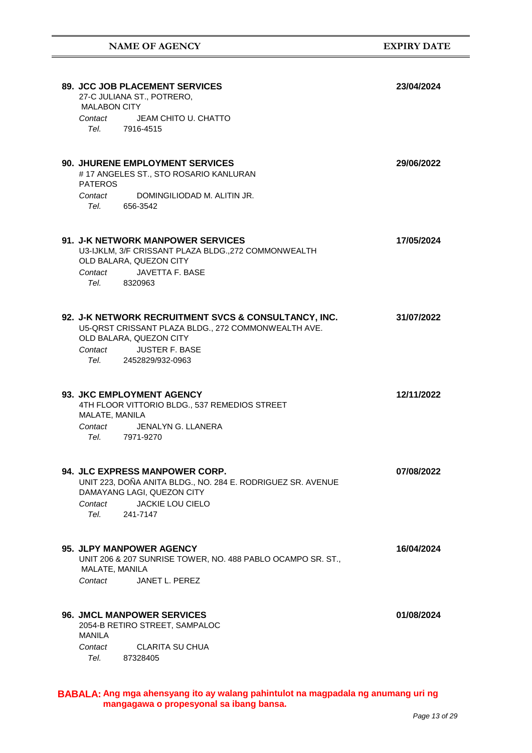| NAME OF AGENCY | EXPIRY DATE |
|---|---|
| **89. JCC JOB PLACEMENT SERVICES**<br>27-C JULIANA ST., POTRERO,<br>MALABON CITY<br>*Contact* JEAM CHITO U. CHATTO<br>*Tel.* 7916-4515 | **23/04/2024** |
| **90. JHURENE EMPLOYMENT SERVICES**<br># 17 ANGELES ST., STO ROSARIO KANLURAN<br>PATEROS<br>*Contact* DOMINGILIODAD M. ALITIN JR.<br>*Tel.* 656-3542 | **29/06/2022** |
| **91. J-K NETWORK MANPOWER SERVICES**<br>U3-IJKLM, 3/F CRISSANT PLAZA BLDG.,272 COMMONWEALTH<br>OLD BALARA, QUEZON CITY<br>*Contact* JAVETTA F. BASE<br>*Tel.* 8320963 | **17/05/2024** |
| **92. J-K NETWORK RECRUITMENT SVCS & CONSULTANCY, INC.**<br>U5-QRST CRISSANT PLAZA BLDG., 272 COMMONWEALTH AVE.<br>OLD BALARA, QUEZON CITY<br>*Contact* JUSTER F. BASE<br>*Tel.* 2452829/932-0963 | **31/07/2022** |
| **93. JKC EMPLOYMENT AGENCY**<br>4TH FLOOR VITTORIO BLDG., 537 REMEDIOS STREET<br>MALATE, MANILA<br>*Contact* JENALYN G. LLANERA<br>*Tel.* 7971-9270 | **12/11/2022** |
| **94. JLC EXPRESS MANPOWER CORP.**<br>UNIT 223, DOÑA ANITA BLDG., NO. 284 E. RODRIGUEZ SR. AVENUE<br>DAMAYANG LAGI, QUEZON CITY<br>*Contact* JACKIE LOU CIELO<br>*Tel.* 241-7147 | **07/08/2022** |
| **95. JLPY MANPOWER AGENCY**<br>UNIT 206 & 207 SUNRISE TOWER, NO. 488 PABLO OCAMPO SR. ST.,<br>MALATE, MANILA<br>*Contact* JANET L. PEREZ | **16/04/2024** |
| **96. JMCL MANPOWER SERVICES**<br>2054-B RETIRO STREET, SAMPALOC<br>MANILA<br>*Contact* CLARITA SU CHUA<br>*Tel.* 87328405 | **01/08/2024** |

**BABALA: Ang mga ahensyang ito ay walang pahintulot na magpadala ng anumang uri ng mangagawa o propesyonal sa ibang bansa.**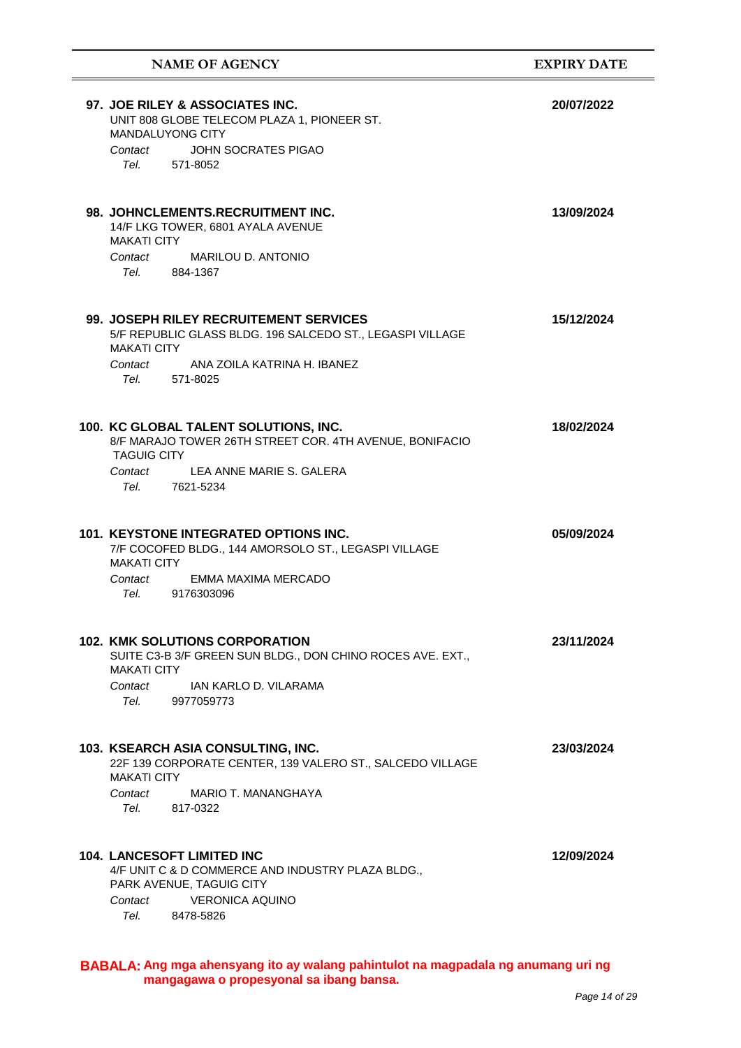| NAME OF AGENCY | EXPIRY DATE |
|---|---|
| **97. JOE RILEY & ASSOCIATES INC.**<br>UNIT 808 GLOBE TELECOM PLAZA 1, PIONEER ST.<br>MANDALUYONG CITY<br>*Contact* JOHN SOCRATES PIGAO<br>*Tel.* 571-8052 | **20/07/2022** |
| **98. JOHNCLEMENTS.RECRUITMENT INC.**<br>14/F LKG TOWER, 6801 AYALA AVENUE<br>MAKATI CITY<br>*Contact* MARILOU D. ANTONIO<br>*Tel.* 884-1367 | **13/09/2024** |
| **99. JOSEPH RILEY RECRUITEMENT SERVICES**<br>5/F REPUBLIC GLASS BLDG. 196 SALCEDO ST., LEGASPI VILLAGE<br>MAKATI CITY<br>*Contact* ANA ZOILA KATRINA H. IBANEZ<br>*Tel.* 571-8025 | **15/12/2024** |
| **100. KC GLOBAL TALENT SOLUTIONS, INC.**<br>8/F MARAJO TOWER 26TH STREET COR. 4TH AVENUE, BONIFACIO<br>TAGUIG CITY<br>*Contact* LEA ANNE MARIE S. GALERA<br>*Tel.* 7621-5234 | **18/02/2024** |
| **101. KEYSTONE INTEGRATED OPTIONS INC.**<br>7/F COCOFED BLDG., 144 AMORSOLO ST., LEGASPI VILLAGE<br>MAKATI CITY<br>*Contact* EMMA MAXIMA MERCADO<br>*Tel.* 9176303096 | **05/09/2024** |
| **102. KMK SOLUTIONS CORPORATION**<br>SUITE C3-B 3/F GREEN SUN BLDG., DON CHINO ROCES AVE. EXT.,<br>MAKATI CITY<br>*Contact* IAN KARLO D. VILARAMA<br>*Tel.* 9977059773 | **23/11/2024** |
| **103. KSEARCH ASIA CONSULTING, INC.**<br>22F 139 CORPORATE CENTER, 139 VALERO ST., SALCEDO VILLAGE<br>MAKATI CITY<br>*Contact* MARIO T. MANANGHAYA<br>*Tel.* 817-0322 | **23/03/2024** |
| **104. LANCESOFT LIMITED INC**<br>4/F UNIT C & D COMMERCE AND INDUSTRY PLAZA BLDG.,<br>PARK AVENUE, TAGUIG CITY<br>*Contact* VERONICA AQUINO<br>*Tel.* 8478-5826 | **12/09/2024** |

**BABALA: Ang mga ahensyang ito ay walang pahintulot na magpadala ng anumang uri ng mangagawa o propesyonal sa ibang bansa.**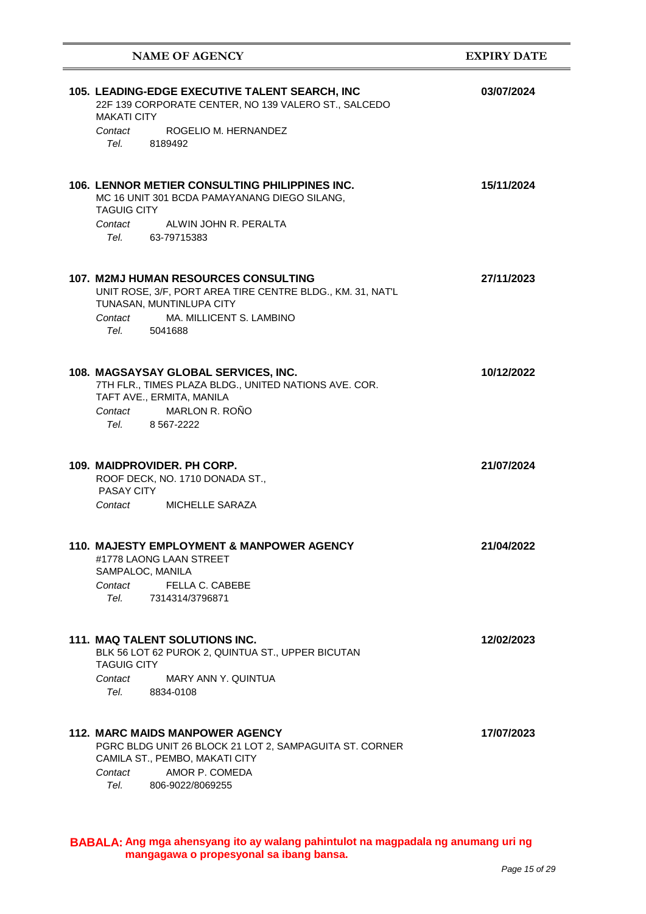| NAME OF AGENCY | EXPIRY DATE |
|---|---|
| **105. LEADING-EDGE EXECUTIVE TALENT SEARCH, INC**<br>22F 139 CORPORATE CENTER, NO 139 VALERO ST., SALCEDO<br>MAKATI CITY<br>*Contact* ROGELIO M. HERNANDEZ<br>*Tel.* 8189492 | **03/07/2024** |
| **106. LENNOR METIER CONSULTING PHILIPPINES INC.**<br>MC 16 UNIT 301 BCDA PAMAYANANG DIEGO SILANG,<br>TAGUIG CITY<br>*Contact* ALWIN JOHN R. PERALTA<br>*Tel.* 63-79715383 | **15/11/2024** |
| **107. M2MJ HUMAN RESOURCES CONSULTING**<br>UNIT ROSE, 3/F, PORT AREA TIRE CENTRE BLDG., KM. 31, NAT'L<br>TUNASAN, MUNTINLUPA CITY<br>*Contact* MA. MILLICENT S. LAMBINO<br>*Tel.* 5041688 | **27/11/2023** |
| **108. MAGSAYSAY GLOBAL SERVICES, INC.**<br>7TH FLR., TIMES PLAZA BLDG., UNITED NATIONS AVE. COR.<br>TAFT AVE., ERMITA, MANILA<br>*Contact* MARLON R. ROÑO<br>*Tel.* 8 567-2222 | **10/12/2022** |
| **109. MAIDPROVIDER. PH CORP.**<br>ROOF DECK, NO. 1710 DONADA ST.,<br>PASAY CITY<br>*Contact* MICHELLE SARAZA | **21/07/2024** |
| **110. MAJESTY EMPLOYMENT & MANPOWER AGENCY**<br>#1778 LAONG LAAN STREET<br>SAMPALOC, MANILA<br>*Contact* FELLA C. CABEBE<br>*Tel.* 7314314/3796871 | **21/04/2022** |
| **111. MAQ TALENT SOLUTIONS INC.**<br>BLK 56 LOT 62 PUROK 2, QUINTUA ST., UPPER BICUTAN<br>TAGUIG CITY<br>*Contact* MARY ANN Y. QUINTUA<br>*Tel.* 8834-0108 | **12/02/2023** |
| **112. MARC MAIDS MANPOWER AGENCY**<br>PGRC BLDG UNIT 26 BLOCK 21 LOT 2, SAMPAGUITA ST. CORNER<br>CAMILA ST., PEMBO, MAKATI CITY<br>*Contact* AMOR P. COMEDA<br>*Tel.* 806-9022/8069255 | **17/07/2023** |

**BABALA: Ang mga ahensyang ito ay walang pahintulot na magpadala ng anumang uri ng mangagawa o propesyonal sa ibang bansa.**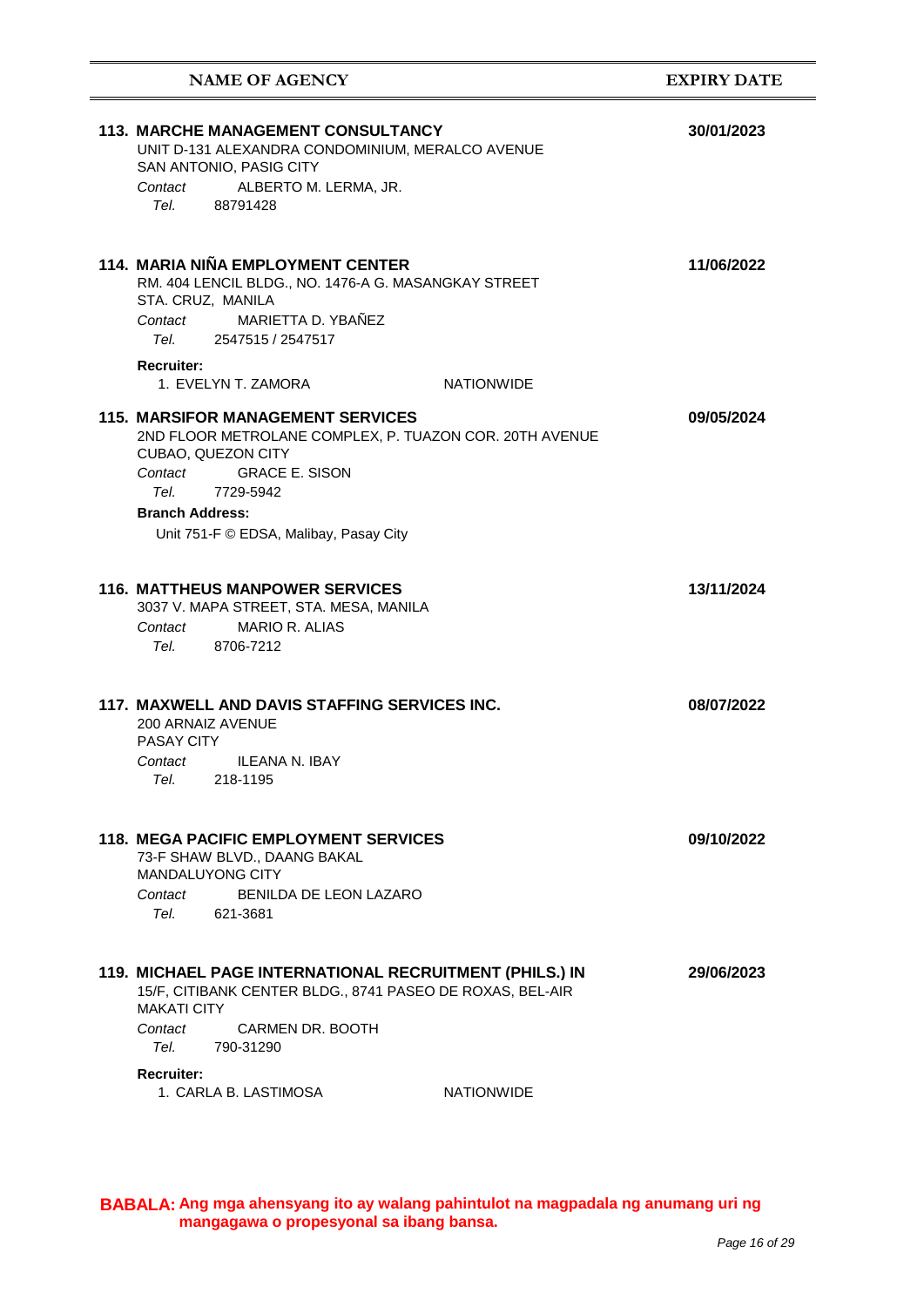| NAME OF AGENCY | EXPIRY DATE |
|---|---|
| **113. MARCHE MANAGEMENT CONSULTANCY**<br>UNIT D-131 ALEXANDRA CONDOMINIUM, MERALCO AVENUE<br>SAN ANTONIO, PASIG CITY<br>*Contact* ALBERTO M. LERMA, JR.<br>*Tel.* 88791428 | **30/01/2023** |
| **114. MARIA NIÑA EMPLOYMENT CENTER**<br>RM. 404 LENCIL BLDG., NO. 1476-A G. MASANGKAY STREET<br>STA. CRUZ, MANILA<br>*Contact* MARIETTA D. YBAÑEZ<br>*Tel.* 2547515 / 2547517<br>**Recruiter:**<br>1. EVELYN T. ZAMORA — NATIONWIDE | **11/06/2022** |
| **115. MARSIFOR MANAGEMENT SERVICES**<br>2ND FLOOR METROLANE COMPLEX, P. TUAZON COR. 20TH AVENUE<br>CUBAO, QUEZON CITY<br>*Contact* GRACE E. SISON<br>*Tel.* 7729-5942<br>**Branch Address:**<br>Unit 751-F © EDSA, Malibay, Pasay City | **09/05/2024** |
| **116. MATTHEUS MANPOWER SERVICES**<br>3037 V. MAPA STREET, STA. MESA, MANILA<br>*Contact* MARIO R. ALIAS<br>*Tel.* 8706-7212 | **13/11/2024** |
| **117. MAXWELL AND DAVIS STAFFING SERVICES INC.**<br>200 ARNAIZ AVENUE<br>PASAY CITY<br>*Contact* ILEANA N. IBAY<br>*Tel.* 218-1195 | **08/07/2022** |
| **118. MEGA PACIFIC EMPLOYMENT SERVICES**<br>73-F SHAW BLVD., DAANG BAKAL<br>MANDALUYONG CITY<br>*Contact* BENILDA DE LEON LAZARO<br>*Tel.* 621-3681 | **09/10/2022** |
| **119. MICHAEL PAGE INTERNATIONAL RECRUITMENT (PHILS.) IN**<br>15/F, CITIBANK CENTER BLDG., 8741 PASEO DE ROXAS, BEL-AIR<br>MAKATI CITY<br>*Contact* CARMEN DR. BOOTH<br>*Tel.* 790-31290<br>**Recruiter:**<br>1. CARLA B. LASTIMOSA — NATIONWIDE | **29/06/2023** |

**BABALA: Ang mga ahensyang ito ay walang pahintulot na magpadala ng anumang uri ng mangagawa o propesyonal sa ibang bansa.**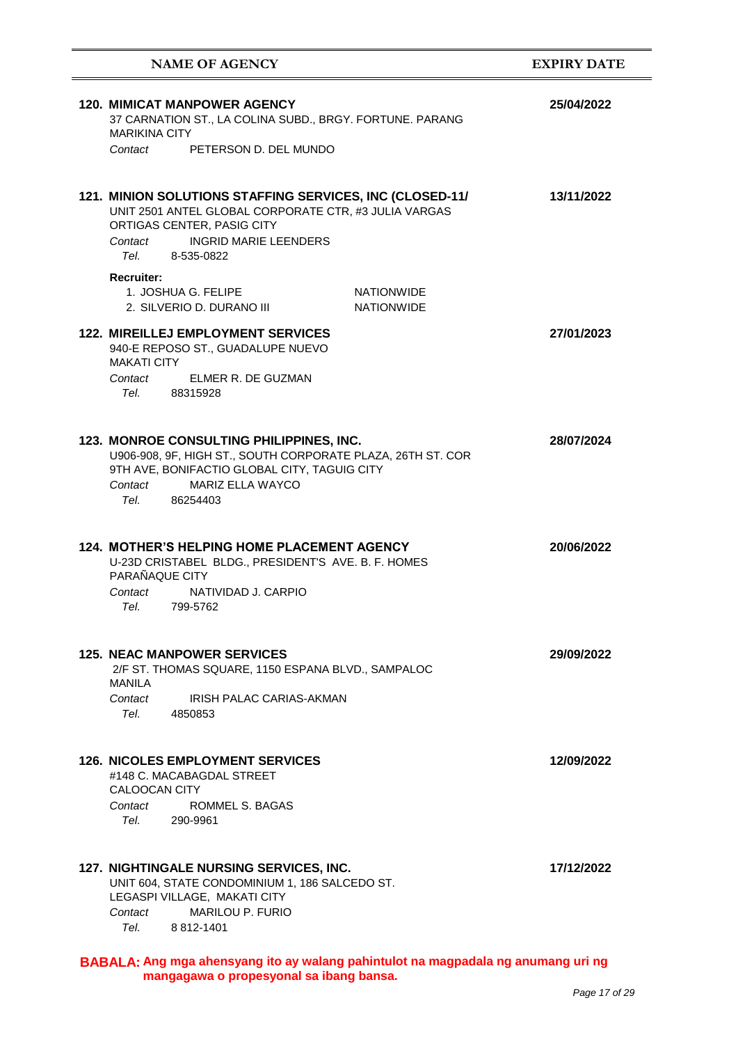| NAME OF AGENCY | EXPIRY DATE |
|---|---|
| **120. MIMICAT MANPOWER AGENCY**<br>37 CARNATION ST., LA COLINA SUBD., BRGY. FORTUNE. PARANG MARIKINA CITY<br>*Contact* PETERSON D. DEL MUNDO | **25/04/2022** |
| **121. MINION SOLUTIONS STAFFING SERVICES, INC (CLOSED-11/**<br>UNIT 2501 ANTEL GLOBAL CORPORATE CTR, #3 JULIA VARGAS ORTIGAS CENTER, PASIG CITY<br>*Contact* INGRID MARIE LEENDERS<br>*Tel.* 8-535-0822<br>**Recruiter:**<br>1. JOSHUA G. FELIPE — NATIONWIDE<br>2. SILVERIO D. DURANO III — NATIONWIDE | **13/11/2022** |
| **122. MIREILLEJ EMPLOYMENT SERVICES**<br>940-E REPOSO ST., GUADALUPE NUEVO MAKATI CITY<br>*Contact* ELMER R. DE GUZMAN<br>*Tel.* 88315928 | **27/01/2023** |
| **123. MONROE CONSULTING PHILIPPINES, INC.**<br>U906-908, 9F, HIGH ST., SOUTH CORPORATE PLAZA, 26TH ST. COR 9TH AVE, BONIFACTIO GLOBAL CITY, TAGUIG CITY<br>*Contact* MARIZ ELLA WAYCO<br>*Tel.* 86254403 | **28/07/2024** |
| **124. MOTHER'S HELPING HOME PLACEMENT AGENCY**<br>U-23D CRISTABEL BLDG., PRESIDENT'S AVE. B. F. HOMES PARAÑAQUE CITY<br>*Contact* NATIVIDAD J. CARPIO<br>*Tel.* 799-5762 | **20/06/2022** |
| **125. NEAC MANPOWER SERVICES**<br>2/F ST. THOMAS SQUARE, 1150 ESPANA BLVD., SAMPALOC MANILA<br>*Contact* IRISH PALAC CARIAS-AKMAN<br>*Tel.* 4850853 | **29/09/2022** |
| **126. NICOLES EMPLOYMENT SERVICES**<br>#148 C. MACABAGDAL STREET CALOOCAN CITY<br>*Contact* ROMMEL S. BAGAS<br>*Tel.* 290-9961 | **12/09/2022** |
| **127. NIGHTINGALE NURSING SERVICES, INC.**<br>UNIT 604, STATE CONDOMINIUM 1, 186 SALCEDO ST. LEGASPI VILLAGE, MAKATI CITY<br>*Contact* MARILOU P. FURIO<br>*Tel.* 8 812-1401 | **17/12/2022** |

**BABALA: Ang mga ahensyang ito ay walang pahintulot na magpadala ng anumang uri ng mangagawa o propesyonal sa ibang bansa.**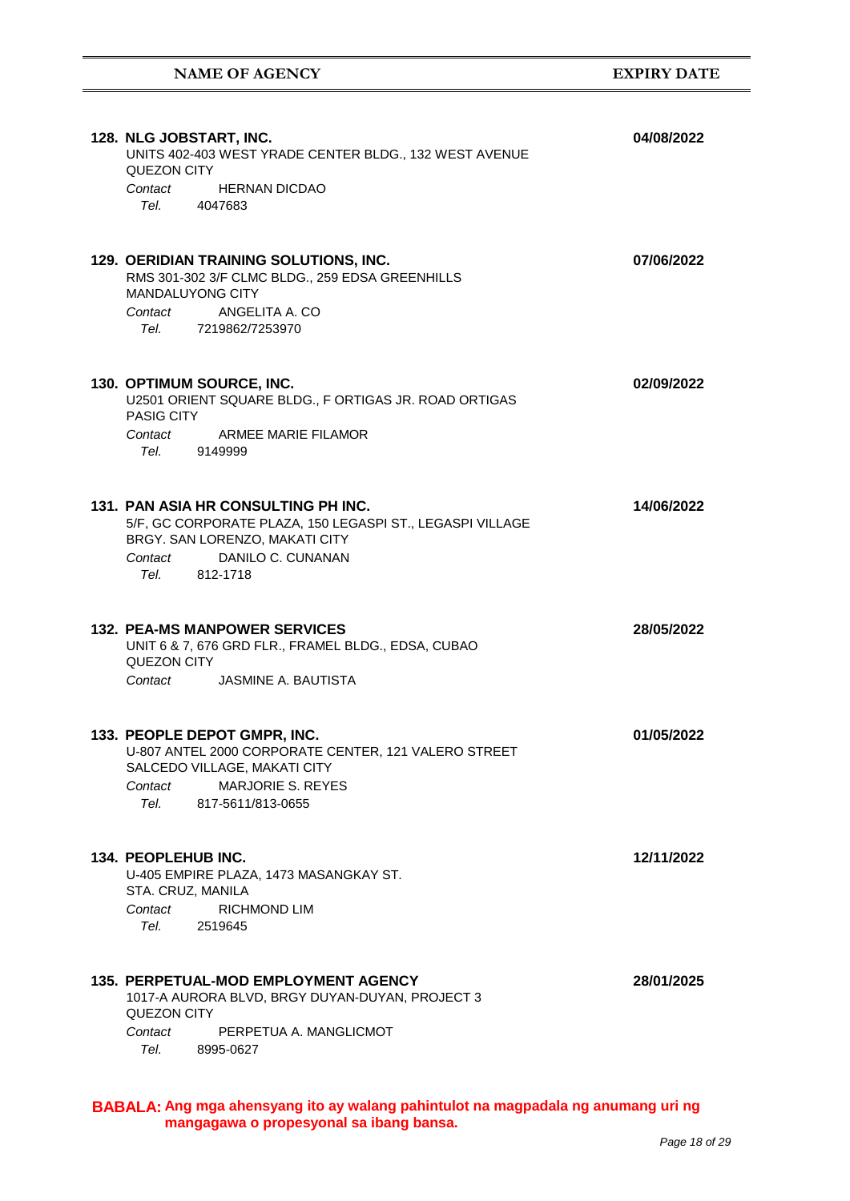| NAME OF AGENCY | EXPIRY DATE |
|---|---|
| **128. NLG JOBSTART, INC.**<br>UNITS 402-403 WEST YRADE CENTER BLDG., 132 WEST AVENUE<br>QUEZON CITY<br>*Contact* HERNAN DICDAO<br>*Tel.* 4047683 | **04/08/2022** |
| **129. OERIDIAN TRAINING SOLUTIONS, INC.**<br>RMS 301-302 3/F CLMC BLDG., 259 EDSA GREENHILLS<br>MANDALUYONG CITY<br>*Contact* ANGELITA A. CO<br>*Tel.* 7219862/7253970 | **07/06/2022** |
| **130. OPTIMUM SOURCE, INC.**<br>U2501 ORIENT SQUARE BLDG., F ORTIGAS JR. ROAD ORTIGAS<br>PASIG CITY<br>*Contact* ARMEE MARIE FILAMOR<br>*Tel.* 9149999 | **02/09/2022** |
| **131. PAN ASIA HR CONSULTING PH INC.**<br>5/F, GC CORPORATE PLAZA, 150 LEGASPI ST., LEGASPI VILLAGE<br>BRGY. SAN LORENZO, MAKATI CITY<br>*Contact* DANILO C. CUNANAN<br>*Tel.* 812-1718 | **14/06/2022** |
| **132. PEA-MS MANPOWER SERVICES**<br>UNIT 6 & 7, 676 GRD FLR., FRAMEL BLDG., EDSA, CUBAO<br>QUEZON CITY<br>*Contact* JASMINE A. BAUTISTA | **28/05/2022** |
| **133. PEOPLE DEPOT GMPR, INC.**<br>U-807 ANTEL 2000 CORPORATE CENTER, 121 VALERO STREET<br>SALCEDO VILLAGE, MAKATI CITY<br>*Contact* MARJORIE S. REYES<br>*Tel.* 817-5611/813-0655 | **01/05/2022** |
| **134. PEOPLEHUB INC.**<br>U-405 EMPIRE PLAZA, 1473 MASANGKAY ST.<br>STA. CRUZ, MANILA<br>*Contact* RICHMOND LIM<br>*Tel.* 2519645 | **12/11/2022** |
| **135. PERPETUAL-MOD EMPLOYMENT AGENCY**<br>1017-A AURORA BLVD, BRGY DUYAN-DUYAN, PROJECT 3<br>QUEZON CITY<br>*Contact* PERPETUA A. MANGLICMOT<br>*Tel.* 8995-0627 | **28/01/2025** |

**BABALA: Ang mga ahensyang ito ay walang pahintulot na magpadala ng anumang uri ng mangagawa o propesyonal sa ibang bansa.**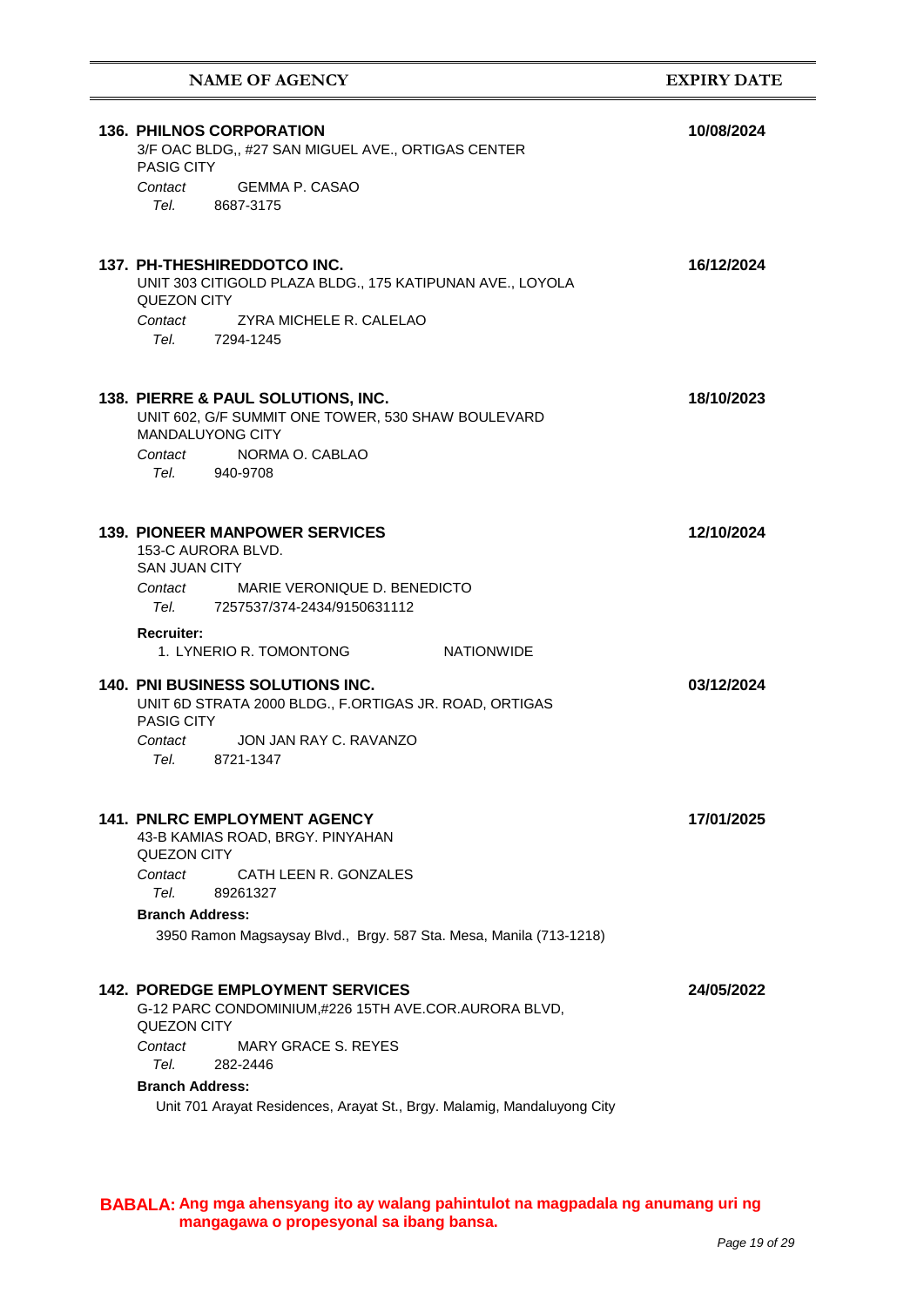| NAME OF AGENCY | EXPIRY DATE |
|---|---|
| **136. PHILNOS CORPORATION**<br>3/F OAC BLDG,, #27 SAN MIGUEL AVE., ORTIGAS CENTER<br>PASIG CITY<br>*Contact* GEMMA P. CASAO<br>*Tel.* 8687-3175 | **10/08/2024** |
| **137. PH-THESHIREDDOTCO INC.**<br>UNIT 303 CITIGOLD PLAZA BLDG., 175 KATIPUNAN AVE., LOYOLA<br>QUEZON CITY<br>*Contact* ZYRA MICHELE R. CALELAO<br>*Tel.* 7294-1245 | **16/12/2024** |
| **138. PIERRE & PAUL SOLUTIONS, INC.**<br>UNIT 602, G/F SUMMIT ONE TOWER, 530 SHAW BOULEVARD<br>MANDALUYONG CITY<br>*Contact* NORMA O. CABLAO<br>*Tel.* 940-9708 | **18/10/2023** |
| **139. PIONEER MANPOWER SERVICES**<br>153-C AURORA BLVD.<br>SAN JUAN CITY<br>*Contact* MARIE VERONIQUE D. BENEDICTO<br>*Tel.* 7257537/374-2434/9150631112<br>**Recruiter:**<br>1. LYNERIO R. TOMONTONG NATIONWIDE | **12/10/2024** |
| **140. PNI BUSINESS SOLUTIONS INC.**<br>UNIT 6D STRATA 2000 BLDG., F.ORTIGAS JR. ROAD, ORTIGAS<br>PASIG CITY<br>*Contact* JON JAN RAY C. RAVANZO<br>*Tel.* 8721-1347 | **03/12/2024** |
| **141. PNLRC EMPLOYMENT AGENCY**<br>43-B KAMIAS ROAD, BRGY. PINYAHAN<br>QUEZON CITY<br>*Contact* CATH LEEN R. GONZALES<br>*Tel.* 89261327<br>**Branch Address:**<br>3950 Ramon Magsaysay Blvd., Brgy. 587 Sta. Mesa, Manila (713-1218) | **17/01/2025** |
| **142. POREDGE EMPLOYMENT SERVICES**<br>G-12 PARC CONDOMINIUM,#226 15TH AVE.COR.AURORA BLVD,<br>QUEZON CITY<br>*Contact* MARY GRACE S. REYES<br>*Tel.* 282-2446<br>**Branch Address:**<br>Unit 701 Arayat Residences, Arayat St., Brgy. Malamig, Mandaluyong City | **24/05/2022** |

**BABALA: Ang mga ahensyang ito ay walang pahintulot na magpadala ng anumang uri ng mangagawa o propesyonal sa ibang bansa.**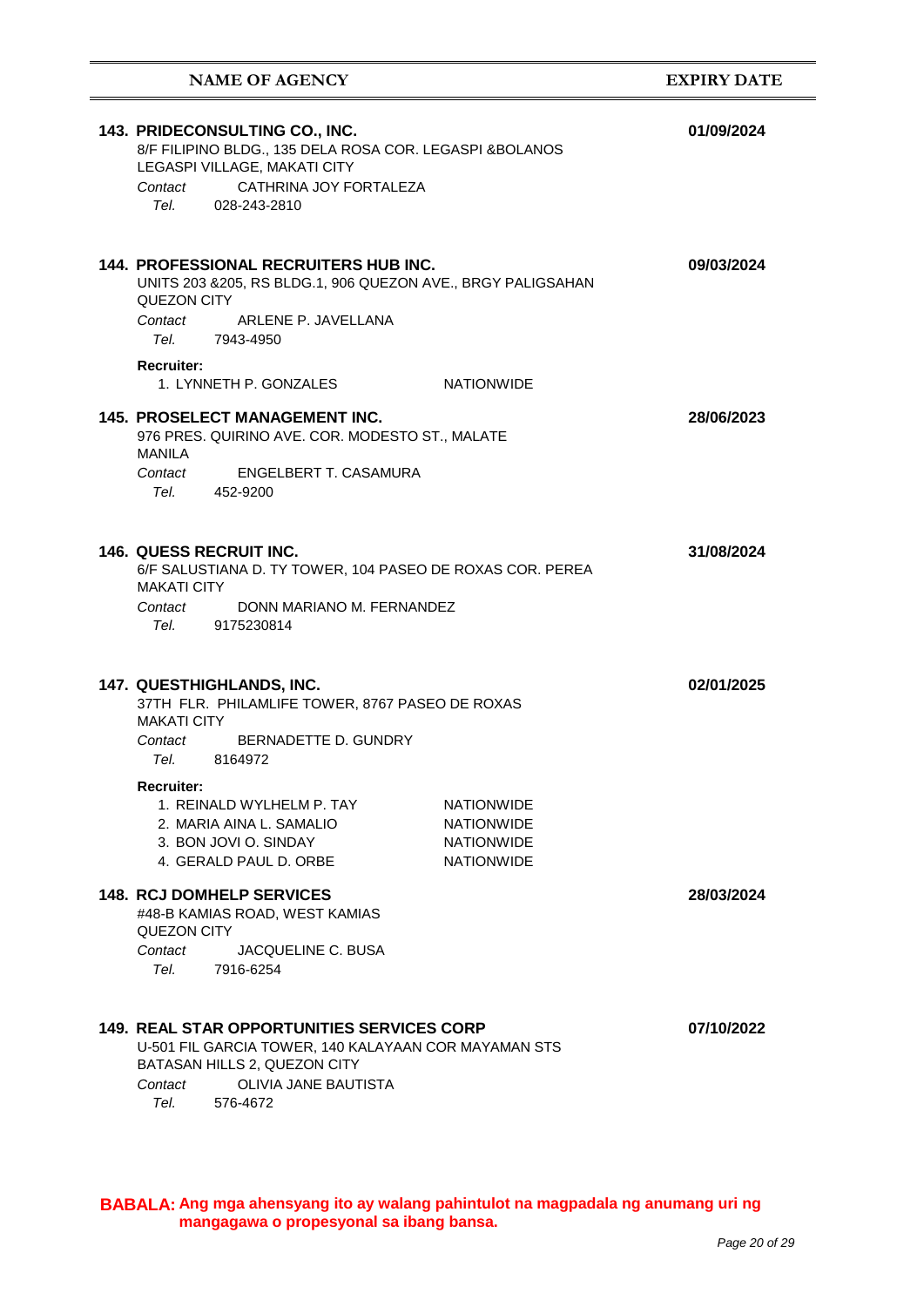| NAME OF AGENCY | EXPIRY DATE |
|---|---|
| **143. PRIDECONSULTING CO., INC.**<br>8/F FILIPINO BLDG., 135 DELA ROSA COR. LEGASPI &BOLANOS<br>LEGASPI VILLAGE, MAKATI CITY<br>*Contact* CATHRINA JOY FORTALEZA<br>*Tel.* 028-243-2810 | **01/09/2024** |
| **144. PROFESSIONAL RECRUITERS HUB INC.**<br>UNITS 203 &205, RS BLDG.1, 906 QUEZON AVE., BRGY PALIGSAHAN<br>QUEZON CITY<br>*Contact* ARLENE P. JAVELLANA<br>*Tel.* 7943-4950<br>**Recruiter:**<br>1. LYNNETH P. GONZALES — NATIONWIDE | **09/03/2024** |
| **145. PROSELECT MANAGEMENT INC.**<br>976 PRES. QUIRINO AVE. COR. MODESTO ST., MALATE<br>MANILA<br>*Contact* ENGELBERT T. CASAMURA<br>*Tel.* 452-9200 | **28/06/2023** |
| **146. QUESS RECRUIT INC.**<br>6/F SALUSTIANA D. TY TOWER, 104 PASEO DE ROXAS COR. PEREA<br>MAKATI CITY<br>*Contact* DONN MARIANO M. FERNANDEZ<br>*Tel.* 9175230814 | **31/08/2024** |
| **147. QUESTHIGHLANDS, INC.**<br>37TH FLR. PHILAMLIFE TOWER, 8767 PASEO DE ROXAS<br>MAKATI CITY<br>*Contact* BERNADETTE D. GUNDRY<br>*Tel.* 8164972<br>**Recruiter:**<br>1. REINALD WYLHELM P. TAY — NATIONWIDE<br>2. MARIA AINA L. SAMALIO — NATIONWIDE<br>3. BON JOVI O. SINDAY — NATIONWIDE<br>4. GERALD PAUL D. ORBE — NATIONWIDE | **02/01/2025** |
| **148. RCJ DOMHELP SERVICES**<br>#48-B KAMIAS ROAD, WEST KAMIAS<br>QUEZON CITY<br>*Contact* JACQUELINE C. BUSA<br>*Tel.* 7916-6254 | **28/03/2024** |
| **149. REAL STAR OPPORTUNITIES SERVICES CORP**<br>U-501 FIL GARCIA TOWER, 140 KALAYAAN COR MAYAMAN STS<br>BATASAN HILLS 2, QUEZON CITY<br>*Contact* OLIVIA JANE BAUTISTA<br>*Tel.* 576-4672 | **07/10/2022** |

**BABALA: Ang mga ahensyang ito ay walang pahintulot na magpadala ng anumang uri ng mangagawa o propesyonal sa ibang bansa.**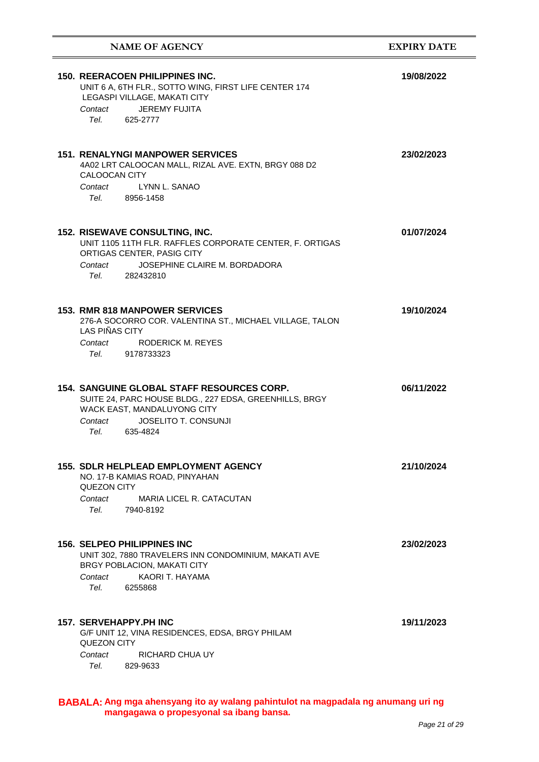| NAME OF AGENCY | EXPIRY DATE |
|---|---|
| **150. REERACOEN PHILIPPINES INC.**<br>UNIT 6 A, 6TH FLR., SOTTO WING, FIRST LIFE CENTER 174 LEGASPI VILLAGE, MAKATI CITY<br>*Contact* JEREMY FUJITA<br>*Tel.* 625-2777 | **19/08/2022** |
| **151. RENALYNGI MANPOWER SERVICES**<br>4A02 LRT CALOOCAN MALL, RIZAL AVE. EXTN, BRGY 088 D2 CALOOCAN CITY<br>*Contact* LYNN L. SANAO<br>*Tel.* 8956-1458 | **23/02/2023** |
| **152. RISEWAVE CONSULTING, INC.**<br>UNIT 1105 11TH FLR. RAFFLES CORPORATE CENTER, F. ORTIGAS ORTIGAS CENTER, PASIG CITY<br>*Contact* JOSEPHINE CLAIRE M. BORDADORA<br>*Tel.* 282432810 | **01/07/2024** |
| **153. RMR 818 MANPOWER SERVICES**<br>276-A SOCORRO COR. VALENTINA ST., MICHAEL VILLAGE, TALON LAS PIÑAS CITY<br>*Contact* RODERICK M. REYES<br>*Tel.* 9178733323 | **19/10/2024** |
| **154. SANGUINE GLOBAL STAFF RESOURCES CORP.**<br>SUITE 24, PARC HOUSE BLDG., 227 EDSA, GREENHILLS, BRGY WACK EAST, MANDALUYONG CITY<br>*Contact* JOSELITO T. CONSUNJI<br>*Tel.* 635-4824 | **06/11/2022** |
| **155. SDLR HELPLEAD EMPLOYMENT AGENCY**<br>NO. 17-B KAMIAS ROAD, PINYAHAN QUEZON CITY<br>*Contact* MARIA LICEL R. CATACUTAN<br>*Tel.* 7940-8192 | **21/10/2024** |
| **156. SELPEO PHILIPPINES INC**<br>UNIT 302, 7880 TRAVELERS INN CONDOMINIUM, MAKATI AVE BRGY POBLACION, MAKATI CITY<br>*Contact* KAORI T. HAYAMA<br>*Tel.* 6255868 | **23/02/2023** |
| **157. SERVEHAPPY.PH INC**<br>G/F UNIT 12, VINA RESIDENCES, EDSA, BRGY PHILAM QUEZON CITY<br>*Contact* RICHARD CHUA UY<br>*Tel.* 829-9633 | **19/11/2023** |

**BABALA: Ang mga ahensyang ito ay walang pahintulot na magpadala ng anumang uri ng mangagawa o propesyonal sa ibang bansa.**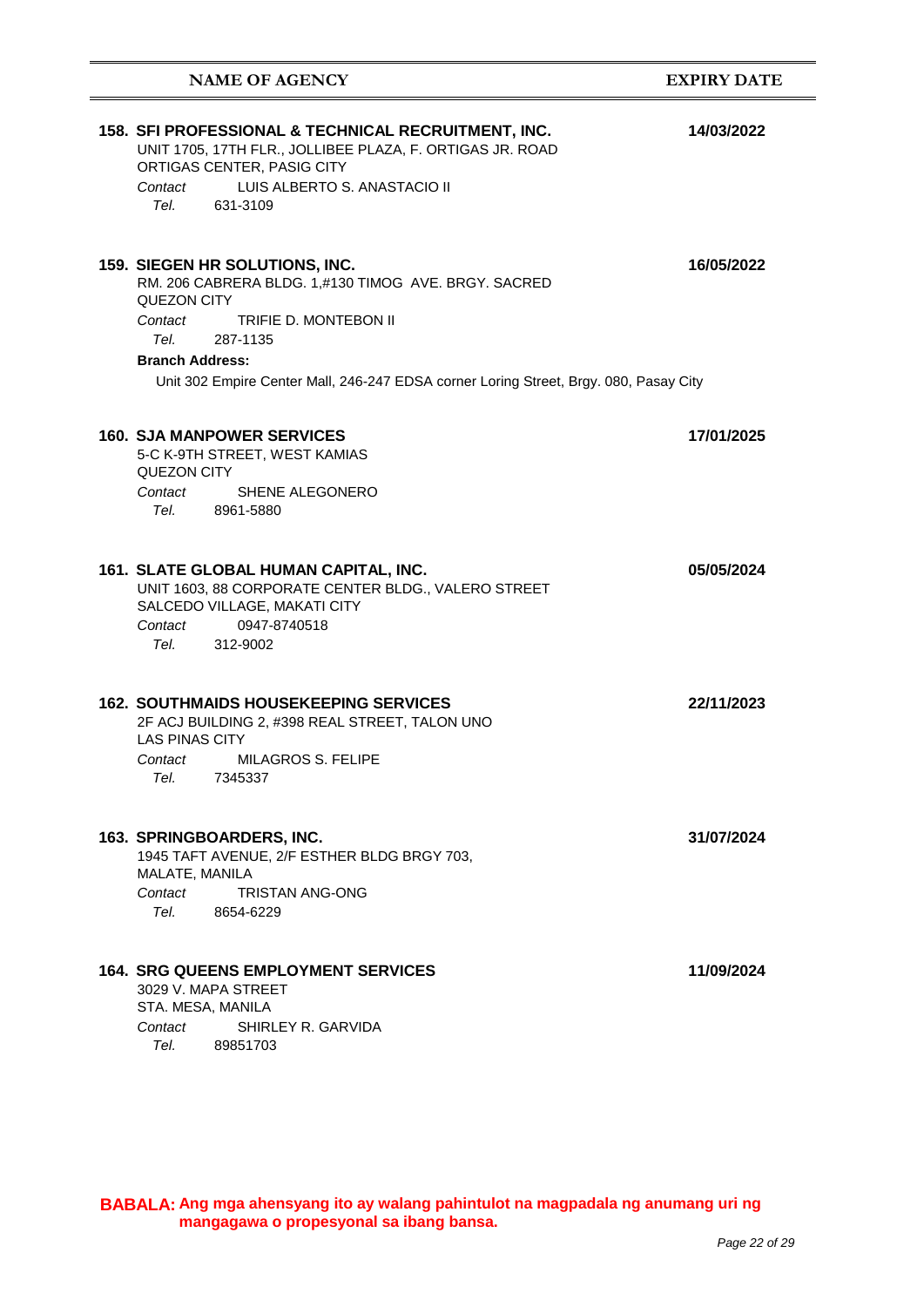| NAME OF AGENCY | EXPIRY DATE |
|---|---|
| **158. SFI PROFESSIONAL & TECHNICAL RECRUITMENT, INC.**<br>UNIT 1705, 17TH FLR., JOLLIBEE PLAZA, F. ORTIGAS JR. ROAD<br>ORTIGAS CENTER, PASIG CITY<br>*Contact* LUIS ALBERTO S. ANASTACIO II<br>*Tel.* 631-3109 | **14/03/2022** |
| **159. SIEGEN HR SOLUTIONS, INC.**<br>RM. 206 CABRERA BLDG. 1,#130 TIMOG AVE. BRGY. SACRED<br>QUEZON CITY<br>*Contact* TRIFIE D. MONTEBON II<br>*Tel.* 287-1135<br>**Branch Address:**<br>Unit 302 Empire Center Mall, 246-247 EDSA corner Loring Street, Brgy. 080, Pasay City | **16/05/2022** |
| **160. SJA MANPOWER SERVICES**<br>5-C K-9TH STREET, WEST KAMIAS<br>QUEZON CITY<br>*Contact* SHENE ALEGONERO<br>*Tel.* 8961-5880 | **17/01/2025** |
| **161. SLATE GLOBAL HUMAN CAPITAL, INC.**<br>UNIT 1603, 88 CORPORATE CENTER BLDG., VALERO STREET<br>SALCEDO VILLAGE, MAKATI CITY<br>*Contact* 0947-8740518<br>*Tel.* 312-9002 | **05/05/2024** |
| **162. SOUTHMAIDS HOUSEKEEPING SERVICES**<br>2F ACJ BUILDING 2, #398 REAL STREET, TALON UNO<br>LAS PINAS CITY<br>*Contact* MILAGROS S. FELIPE<br>*Tel.* 7345337 | **22/11/2023** |
| **163. SPRINGBOARDERS, INC.**<br>1945 TAFT AVENUE, 2/F ESTHER BLDG BRGY 703,<br>MALATE, MANILA<br>*Contact* TRISTAN ANG-ONG<br>*Tel.* 8654-6229 | **31/07/2024** |
| **164. SRG QUEENS EMPLOYMENT SERVICES**<br>3029 V. MAPA STREET<br>STA. MESA, MANILA<br>*Contact* SHIRLEY R. GARVIDA<br>*Tel.* 89851703 | **11/09/2024** |

**BABALA: Ang mga ahensyang ito ay walang pahintulot na magpadala ng anumang uri ng mangagawa o propesyonal sa ibang bansa.**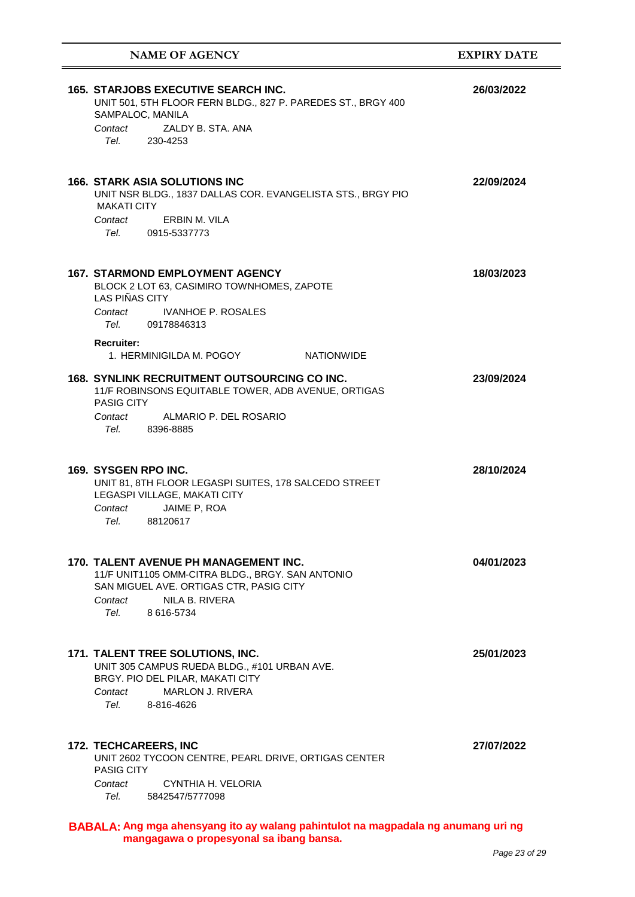| NAME OF AGENCY | EXPIRY DATE |
|---|---|
| **165. STARJOBS EXECUTIVE SEARCH INC.**<br>UNIT 501, 5TH FLOOR FERN BLDG., 827 P. PAREDES ST., BRGY 400<br>SAMPALOC, MANILA<br>*Contact* ZALDY B. STA. ANA<br>*Tel.* 230-4253 | **26/03/2022** |
| **166. STARK ASIA SOLUTIONS INC**<br>UNIT NSR BLDG., 1837 DALLAS COR. EVANGELISTA STS., BRGY PIO<br>MAKATI CITY<br>*Contact* ERBIN M. VILA<br>*Tel.* 0915-5337773 | **22/09/2024** |
| **167. STARMOND EMPLOYMENT AGENCY**<br>BLOCK 2 LOT 63, CASIMIRO TOWNHOMES, ZAPOTE<br>LAS PIÑAS CITY<br>*Contact* IVANHOE P. ROSALES<br>*Tel.* 09178846313<br>**Recruiter:**<br>1. HERMINIGILDA M. POGOY NATIONWIDE | **18/03/2023** |
| **168. SYNLINK RECRUITMENT OUTSOURCING CO INC.**<br>11/F ROBINSONS EQUITABLE TOWER, ADB AVENUE, ORTIGAS<br>PASIG CITY<br>*Contact* ALMARIO P. DEL ROSARIO<br>*Tel.* 8396-8885 | **23/09/2024** |
| **169. SYSGEN RPO INC.**<br>UNIT 81, 8TH FLOOR LEGASPI SUITES, 178 SALCEDO STREET<br>LEGASPI VILLAGE, MAKATI CITY<br>*Contact* JAIME P, ROA<br>*Tel.* 88120617 | **28/10/2024** |
| **170. TALENT AVENUE PH MANAGEMENT INC.**<br>11/F UNIT1105 OMM-CITRA BLDG., BRGY. SAN ANTONIO<br>SAN MIGUEL AVE. ORTIGAS CTR, PASIG CITY<br>*Contact* NILA B. RIVERA<br>*Tel.* 8 616-5734 | **04/01/2023** |
| **171. TALENT TREE SOLUTIONS, INC.**<br>UNIT 305 CAMPUS RUEDA BLDG., #101 URBAN AVE.<br>BRGY. PIO DEL PILAR, MAKATI CITY<br>*Contact* MARLON J. RIVERA<br>*Tel.* 8-816-4626 | **25/01/2023** |
| **172. TECHCAREERS, INC**<br>UNIT 2602 TYCOON CENTRE, PEARL DRIVE, ORTIGAS CENTER<br>PASIG CITY<br>*Contact* CYNTHIA H. VELORIA<br>*Tel.* 5842547/5777098 | **27/07/2022** |

**BABALA: Ang mga ahensyang ito ay walang pahintulot na magpadala ng anumang uri ng mangagawa o propesyonal sa ibang bansa.**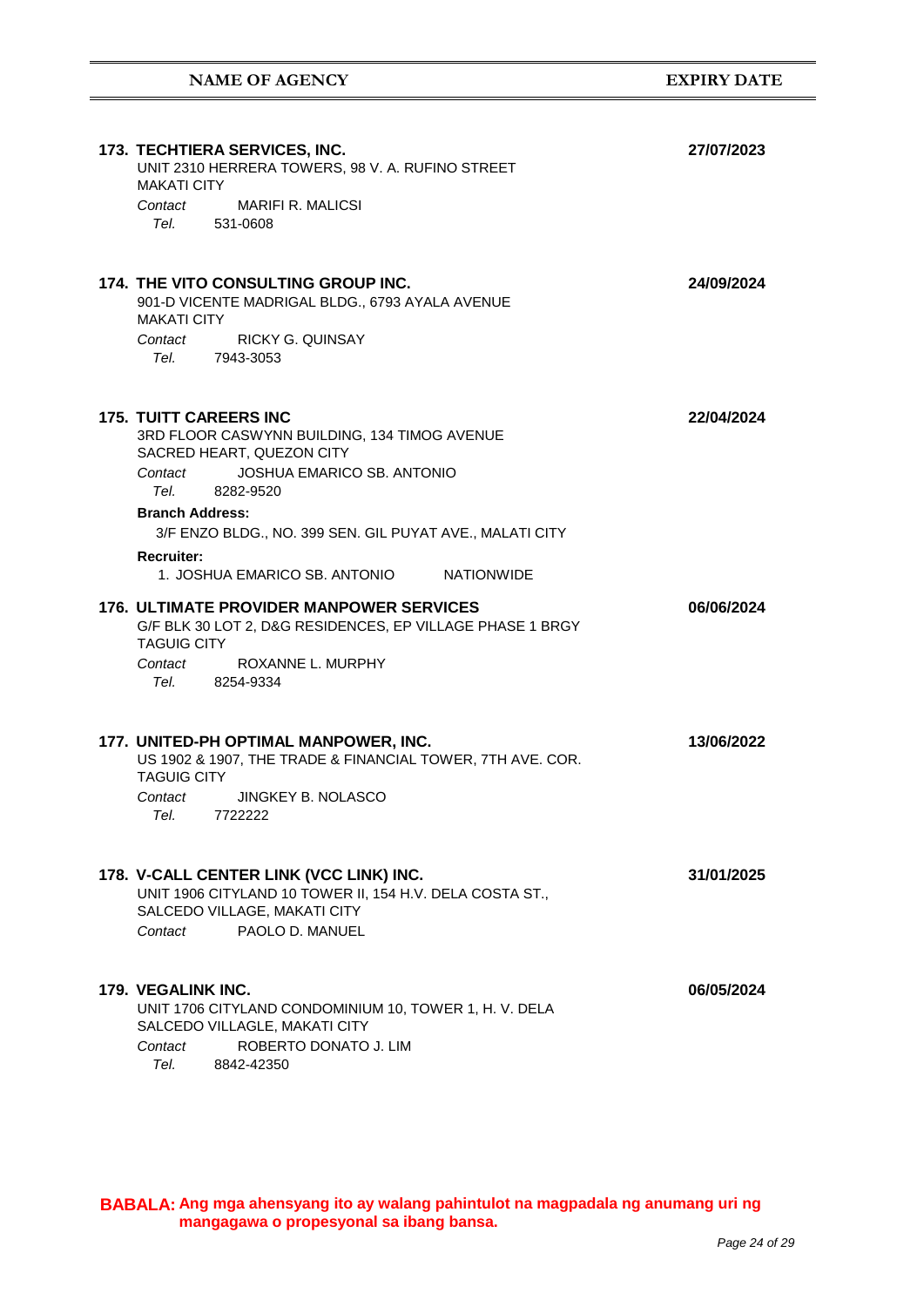| NAME OF AGENCY | EXPIRY DATE |
|---|---|

**173. TECHTIERA SERVICES, INC.** — **27/07/2023**
UNIT 2310 HERRERA TOWERS, 98 V. A. RUFINO STREET
MAKATI CITY
*Contact* MARIFI R. MALICSI
*Tel.* 531-0608

**174. THE VITO CONSULTING GROUP INC.** — **24/09/2024**
901-D VICENTE MADRIGAL BLDG., 6793 AYALA AVENUE
MAKATI CITY
*Contact* RICKY G. QUINSAY
*Tel.* 7943-3053

**175. TUITT CAREERS INC** — **22/04/2024**
3RD FLOOR CASWYNN BUILDING, 134 TIMOG AVENUE
SACRED HEART, QUEZON CITY
*Contact* JOSHUA EMARICO SB. ANTONIO
*Tel.* 8282-9520

**Branch Address:**
3/F ENZO BLDG., NO. 399 SEN. GIL PUYAT AVE., MALATI CITY

**Recruiter:**
1. JOSHUA EMARICO SB. ANTONIO NATIONWIDE

**176. ULTIMATE PROVIDER MANPOWER SERVICES** — **06/06/2024**
G/F BLK 30 LOT 2, D&G RESIDENCES, EP VILLAGE PHASE 1 BRGY
TAGUIG CITY
*Contact* ROXANNE L. MURPHY
*Tel.* 8254-9334

**177. UNITED-PH OPTIMAL MANPOWER, INC.** — **13/06/2022**
US 1902 & 1907, THE TRADE & FINANCIAL TOWER, 7TH AVE. COR.
TAGUIG CITY
*Contact* JINGKEY B. NOLASCO
*Tel.* 7722222

**178. V-CALL CENTER LINK (VCC LINK) INC.** — **31/01/2025**
UNIT 1906 CITYLAND 10 TOWER II, 154 H.V. DELA COSTA ST.,
SALCEDO VILLAGE, MAKATI CITY
*Contact* PAOLO D. MANUEL

**179. VEGALINK INC.** — **06/05/2024**
UNIT 1706 CITYLAND CONDOMINIUM 10, TOWER 1, H. V. DELA
SALCEDO VILLAGLE, MAKATI CITY
*Contact* ROBERTO DONATO J. LIM
*Tel.* 8842-42350

**BABALA: Ang mga ahensyang ito ay walang pahintulot na magpadala ng anumang uri ng mangagawa o propesyonal sa ibang bansa.**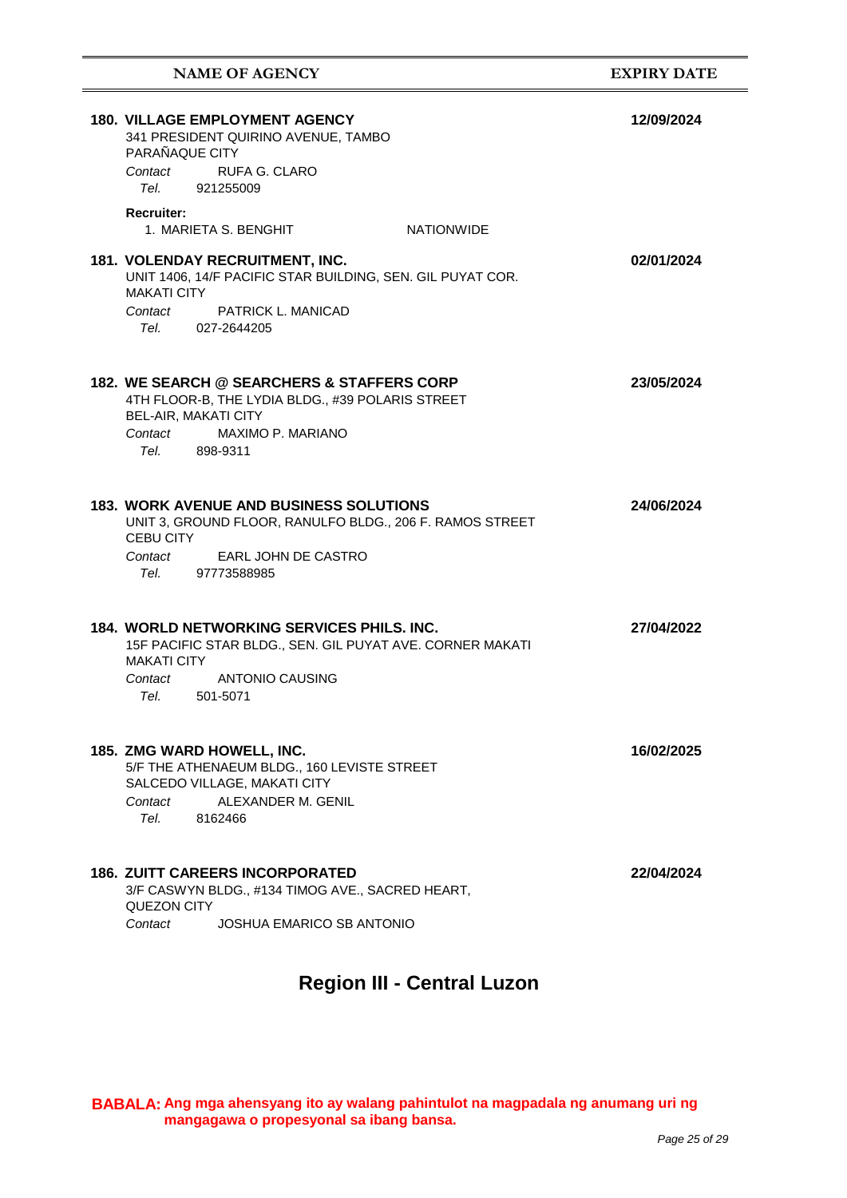| NAME OF AGENCY | EXPIRY DATE |
|---|---|
| **180. VILLAGE EMPLOYMENT AGENCY**<br>341 PRESIDENT QUIRINO AVENUE, TAMBO<br>PARAÑAQUE CITY<br>*Contact* RUFA G. CLARO<br>*Tel.* 921255009<br>**Recruiter:**<br>1. MARIETA S. BENGHIT NATIONWIDE | **12/09/2024** |
| **181. VOLENDAY RECRUITMENT, INC.**<br>UNIT 1406, 14/F PACIFIC STAR BUILDING, SEN. GIL PUYAT COR.<br>MAKATI CITY<br>*Contact* PATRICK L. MANICAD<br>*Tel.* 027-2644205 | **02/01/2024** |
| **182. WE SEARCH @ SEARCHERS & STAFFERS CORP**<br>4TH FLOOR-B, THE LYDIA BLDG., #39 POLARIS STREET<br>BEL-AIR, MAKATI CITY<br>*Contact* MAXIMO P. MARIANO<br>*Tel.* 898-9311 | **23/05/2024** |
| **183. WORK AVENUE AND BUSINESS SOLUTIONS**<br>UNIT 3, GROUND FLOOR, RANULFO BLDG., 206 F. RAMOS STREET<br>CEBU CITY<br>*Contact* EARL JOHN DE CASTRO<br>*Tel.* 97773588985 | **24/06/2024** |
| **184. WORLD NETWORKING SERVICES PHILS. INC.**<br>15F PACIFIC STAR BLDG., SEN. GIL PUYAT AVE. CORNER MAKATI<br>MAKATI CITY<br>*Contact* ANTONIO CAUSING<br>*Tel.* 501-5071 | **27/04/2022** |
| **185. ZMG WARD HOWELL, INC.**<br>5/F THE ATHENAEUM BLDG., 160 LEVISTE STREET<br>SALCEDO VILLAGE, MAKATI CITY<br>*Contact* ALEXANDER M. GENIL<br>*Tel.* 8162466 | **16/02/2025** |
| **186. ZUITT CAREERS INCORPORATED**<br>3/F CASWYN BLDG., #134 TIMOG AVE., SACRED HEART,<br>QUEZON CITY<br>*Contact* JOSHUA EMARICO SB ANTONIO | **22/04/2024** |

## Region III - Central Luzon

**BABALA: Ang mga ahensyang ito ay walang pahintulot na magpadala ng anumang uri ng mangagawa o propesyonal sa ibang bansa.**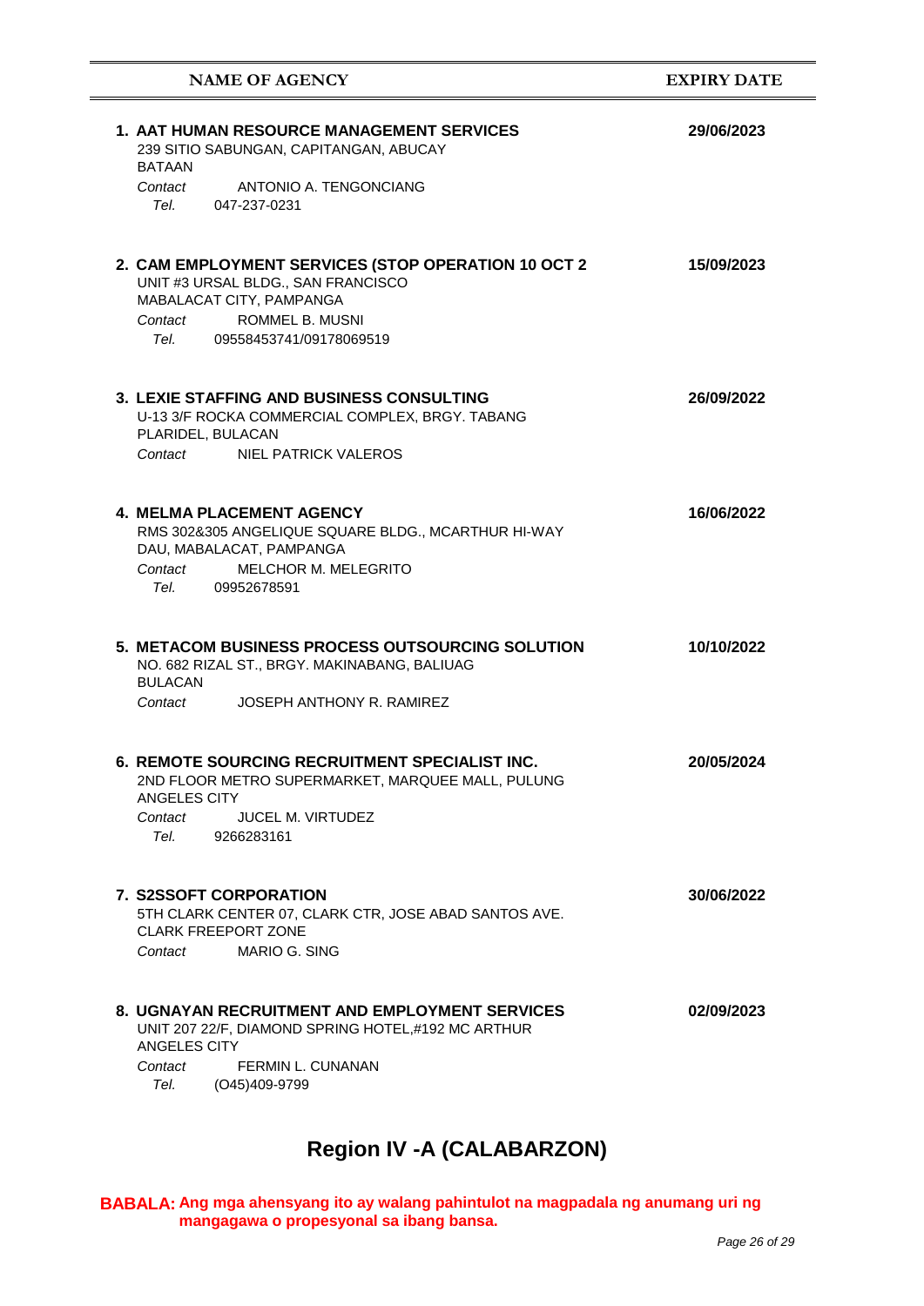| NAME OF AGENCY | EXPIRY DATE |
|---|---|
| **1. AAT HUMAN RESOURCE MANAGEMENT SERVICES**<br>239 SITIO SABUNGAN, CAPITANGAN, ABUCAY<br>BATAAN<br>*Contact* ANTONIO A. TENGONCIANG<br>*Tel.* 047-237-0231 | **29/06/2023** |
| **2. CAM EMPLOYMENT SERVICES (STOP OPERATION 10 OCT 2**<br>UNIT #3 URSAL BLDG., SAN FRANCISCO<br>MABALACAT CITY, PAMPANGA<br>*Contact* ROMMEL B. MUSNI<br>*Tel.* 09558453741/09178069519 | **15/09/2023** |
| **3. LEXIE STAFFING AND BUSINESS CONSULTING**<br>U-13 3/F ROCKA COMMERCIAL COMPLEX, BRGY. TABANG<br>PLARIDEL, BULACAN<br>*Contact* NIEL PATRICK VALEROS | **26/09/2022** |
| **4. MELMA PLACEMENT AGENCY**<br>RMS 302&305 ANGELIQUE SQUARE BLDG., MCARTHUR HI-WAY<br>DAU, MABALACAT, PAMPANGA<br>*Contact* MELCHOR M. MELEGRITO<br>*Tel.* 09952678591 | **16/06/2022** |
| **5. METACOM BUSINESS PROCESS OUTSOURCING SOLUTION**<br>NO. 682 RIZAL ST., BRGY. MAKINABANG, BALIUAG<br>BULACAN<br>*Contact* JOSEPH ANTHONY R. RAMIREZ | **10/10/2022** |
| **6. REMOTE SOURCING RECRUITMENT SPECIALIST INC.**<br>2ND FLOOR METRO SUPERMARKET, MARQUEE MALL, PULUNG<br>ANGELES CITY<br>*Contact* JUCEL M. VIRTUDEZ<br>*Tel.* 9266283161 | **20/05/2024** |
| **7. S2SSOFT CORPORATION**<br>5TH CLARK CENTER 07, CLARK CTR, JOSE ABAD SANTOS AVE.<br>CLARK FREEPORT ZONE<br>*Contact* MARIO G. SING | **30/06/2022** |
| **8. UGNAYAN RECRUITMENT AND EMPLOYMENT SERVICES**<br>UNIT 207 22/F, DIAMOND SPRING HOTEL,#192 MC ARTHUR<br>ANGELES CITY<br>*Contact* FERMIN L. CUNANAN<br>*Tel.* (O45)409-9799 | **02/09/2023** |

# Region IV -A (CALABARZON)

**BABALA: Ang mga ahensyang ito ay walang pahintulot na magpadala ng anumang uri ng mangagawa o propesyonal sa ibang bansa.**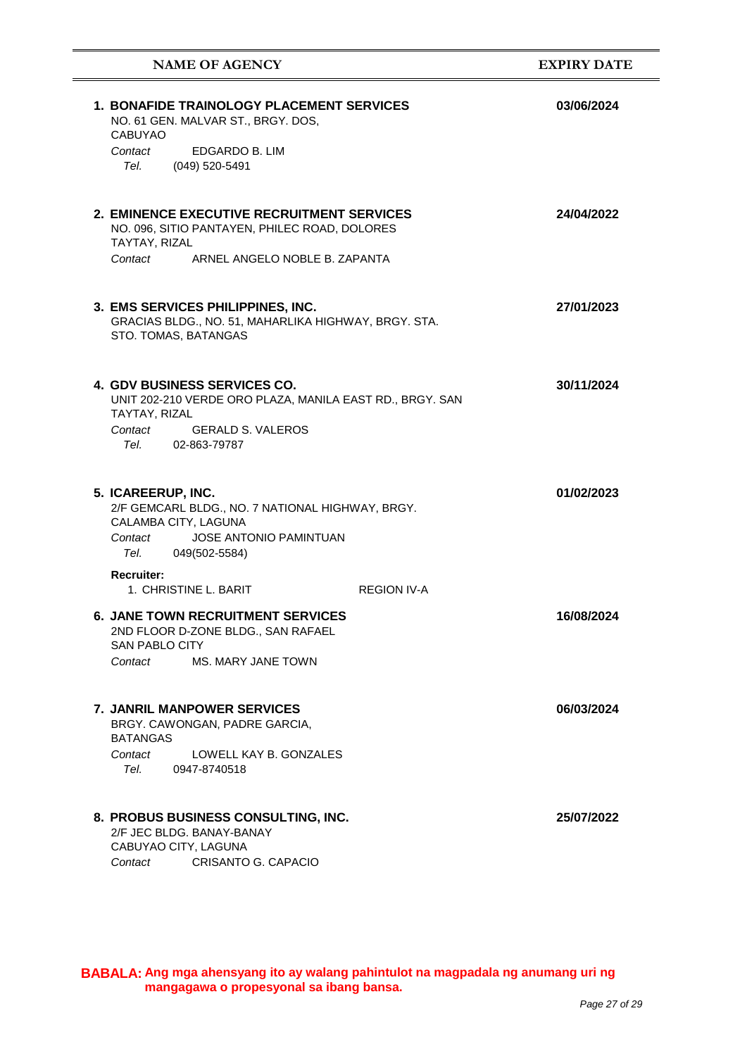| NAME OF AGENCY | EXPIRY DATE |
|---|---|
| **1. BONAFIDE TRAINOLOGY PLACEMENT SERVICES**<br>NO. 61 GEN. MALVAR ST., BRGY. DOS,<br>CABUYAO<br>*Contact* EDGARDO B. LIM<br>*Tel.* (049) 520-5491 | **03/06/2024** |
| **2. EMINENCE EXECUTIVE RECRUITMENT SERVICES**<br>NO. 096, SITIO PANTAYEN, PHILEC ROAD, DOLORES<br>TAYTAY, RIZAL<br>*Contact* ARNEL ANGELO NOBLE B. ZAPANTA | **24/04/2022** |
| **3. EMS SERVICES PHILIPPINES, INC.**<br>GRACIAS BLDG., NO. 51, MAHARLIKA HIGHWAY, BRGY. STA.<br>STO. TOMAS, BATANGAS | **27/01/2023** |
| **4. GDV BUSINESS SERVICES CO.**<br>UNIT 202-210 VERDE ORO PLAZA, MANILA EAST RD., BRGY. SAN<br>TAYTAY, RIZAL<br>*Contact* GERALD S. VALEROS<br>*Tel.* 02-863-79787 | **30/11/2024** |
| **5. ICAREERUP, INC.**<br>2/F GEMCARL BLDG., NO. 7 NATIONAL HIGHWAY, BRGY.<br>CALAMBA CITY, LAGUNA<br>*Contact* JOSE ANTONIO PAMINTUAN<br>*Tel.* 049(502-5584)<br>**Recruiter:**<br>1. CHRISTINE L. BARIT — REGION IV-A | **01/02/2023** |
| **6. JANE TOWN RECRUITMENT SERVICES**<br>2ND FLOOR D-ZONE BLDG., SAN RAFAEL<br>SAN PABLO CITY<br>*Contact* MS. MARY JANE TOWN | **16/08/2024** |
| **7. JANRIL MANPOWER SERVICES**<br>BRGY. CAWONGAN, PADRE GARCIA,<br>BATANGAS<br>*Contact* LOWELL KAY B. GONZALES<br>*Tel.* 0947-8740518 | **06/03/2024** |
| **8. PROBUS BUSINESS CONSULTING, INC.**<br>2/F JEC BLDG. BANAY-BANAY<br>CABUYAO CITY, LAGUNA<br>*Contact* CRISANTO G. CAPACIO | **25/07/2022** |

**BABALA: Ang mga ahensyang ito ay walang pahintulot na magpadala ng anumang uri ng mangagawa o propesyonal sa ibang bansa.**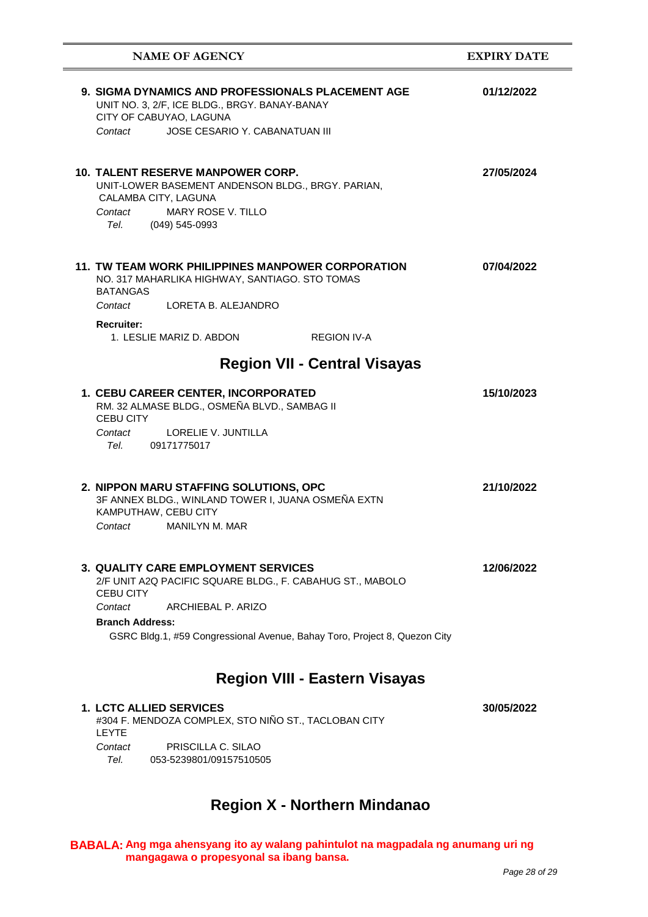| NAME OF AGENCY | EXPIRY DATE |
|---|---|
| **9. SIGMA DYNAMICS AND PROFESSIONALS PLACEMENT AGE**<br>UNIT NO. 3, 2/F, ICE BLDG., BRGY. BANAY-BANAY<br>CITY OF CABUYAO, LAGUNA<br>*Contact* JOSE CESARIO Y. CABANATUAN III | **01/12/2022** |
| **10. TALENT RESERVE MANPOWER CORP.**<br>UNIT-LOWER BASEMENT ANDENSON BLDG., BRGY. PARIAN,<br>CALAMBA CITY, LAGUNA<br>*Contact* MARY ROSE V. TILLO<br>*Tel.* (049) 545-0993 | **27/05/2024** |
| **11. TW TEAM WORK PHILIPPINES MANPOWER CORPORATION**<br>NO. 317 MAHARLIKA HIGHWAY, SANTIAGO. STO TOMAS<br>BATANGAS<br>*Contact* LORETA B. ALEJANDRO<br>**Recruiter:**<br>1. LESLIE MARIZ D. ABDON REGION IV-A | **07/04/2022** |

## Region VII - Central Visayas

| NAME OF AGENCY | EXPIRY DATE |
|---|---|
| **1. CEBU CAREER CENTER, INCORPORATED**<br>RM. 32 ALMASE BLDG., OSMEÑA BLVD., SAMBAG II<br>CEBU CITY<br>*Contact* LORELIE V. JUNTILLA<br>*Tel.* 09171775017 | **15/10/2023** |
| **2. NIPPON MARU STAFFING SOLUTIONS, OPC**<br>3F ANNEX BLDG., WINLAND TOWER I, JUANA OSMEÑA EXTN<br>KAMPUTHAW, CEBU CITY<br>*Contact* MANILYN M. MAR | **21/10/2022** |
| **3. QUALITY CARE EMPLOYMENT SERVICES**<br>2/F UNIT A2Q PACIFIC SQUARE BLDG., F. CABAHUG ST., MABOLO<br>CEBU CITY<br>*Contact* ARCHIEBAL P. ARIZO<br>**Branch Address:**<br>GSRC Bldg.1, #59 Congressional Avenue, Bahay Toro, Project 8, Quezon City | **12/06/2022** |

## Region VIII - Eastern Visayas

| NAME OF AGENCY | EXPIRY DATE |
|---|---|
| **1. LCTC ALLIED SERVICES**<br>#304 F. MENDOZA COMPLEX, STO NIÑO ST., TACLOBAN CITY<br>LEYTE<br>*Contact* PRISCILLA C. SILAO<br>*Tel.* 053-5239801/09157510505 | **30/05/2022** |

## Region X - Northern Mindanao

**BABALA: Ang mga ahensyang ito ay walang pahintulot na magpadala ng anumang uri ng mangagawa o propesyonal sa ibang bansa.**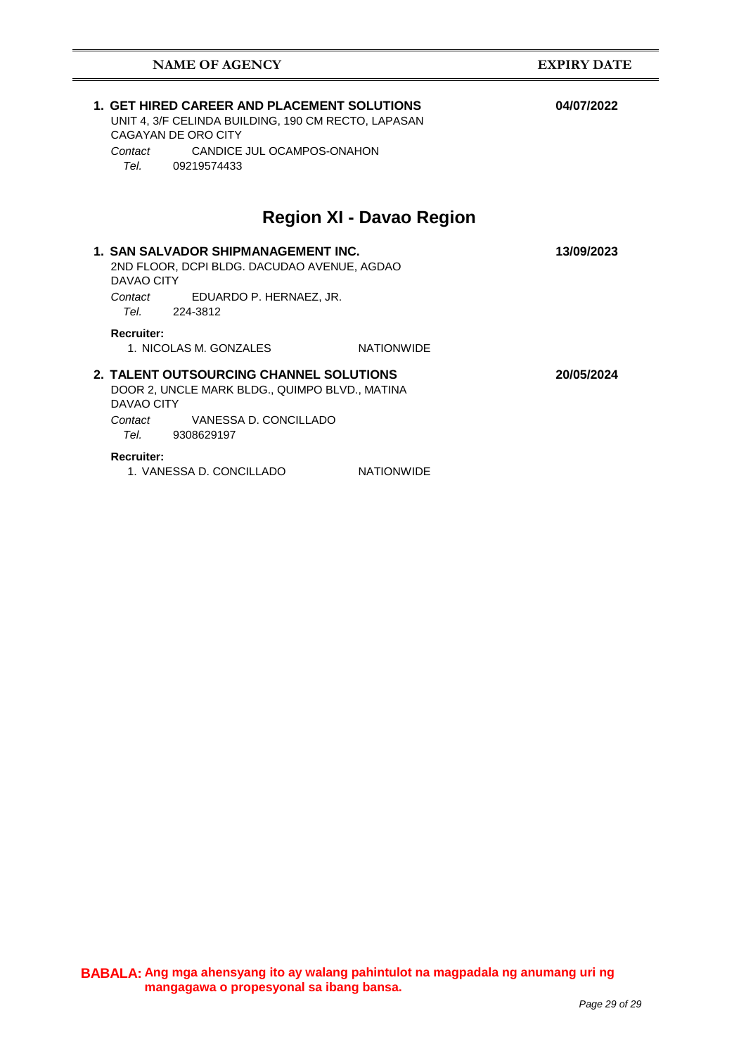| NAME OF AGENCY | EXPIRY DATE |
|---|---|

**1. GET HIRED CAREER AND PLACEMENT SOLUTIONS** — **04/07/2022**

UNIT 4, 3/F CELINDA BUILDING, 190 CM RECTO, LAPASAN
CAGAYAN DE ORO CITY

*Contact* CANDICE JUL OCAMPOS-ONAHON
*Tel.* 09219574433

## Region XI - Davao Region

**1. SAN SALVADOR SHIPMANAGEMENT INC.** — **13/09/2023**

2ND FLOOR, DCPI BLDG. DACUDAO AVENUE, AGDAO
DAVAO CITY

*Contact* EDUARDO P. HERNAEZ, JR.
*Tel.* 224-3812

**Recruiter:**

1. NICOLAS M. GONZALES NATIONWIDE

**2. TALENT OUTSOURCING CHANNEL SOLUTIONS** — **20/05/2024**

DOOR 2, UNCLE MARK BLDG., QUIMPO BLVD., MATINA
DAVAO CITY

*Contact* VANESSA D. CONCILLADO
*Tel.* 9308629197

**Recruiter:**

1. VANESSA D. CONCILLADO NATIONWIDE

**BABALA: Ang mga ahensyang ito ay walang pahintulot na magpadala ng anumang uri ng mangagawa o propesyonal sa ibang bansa.**